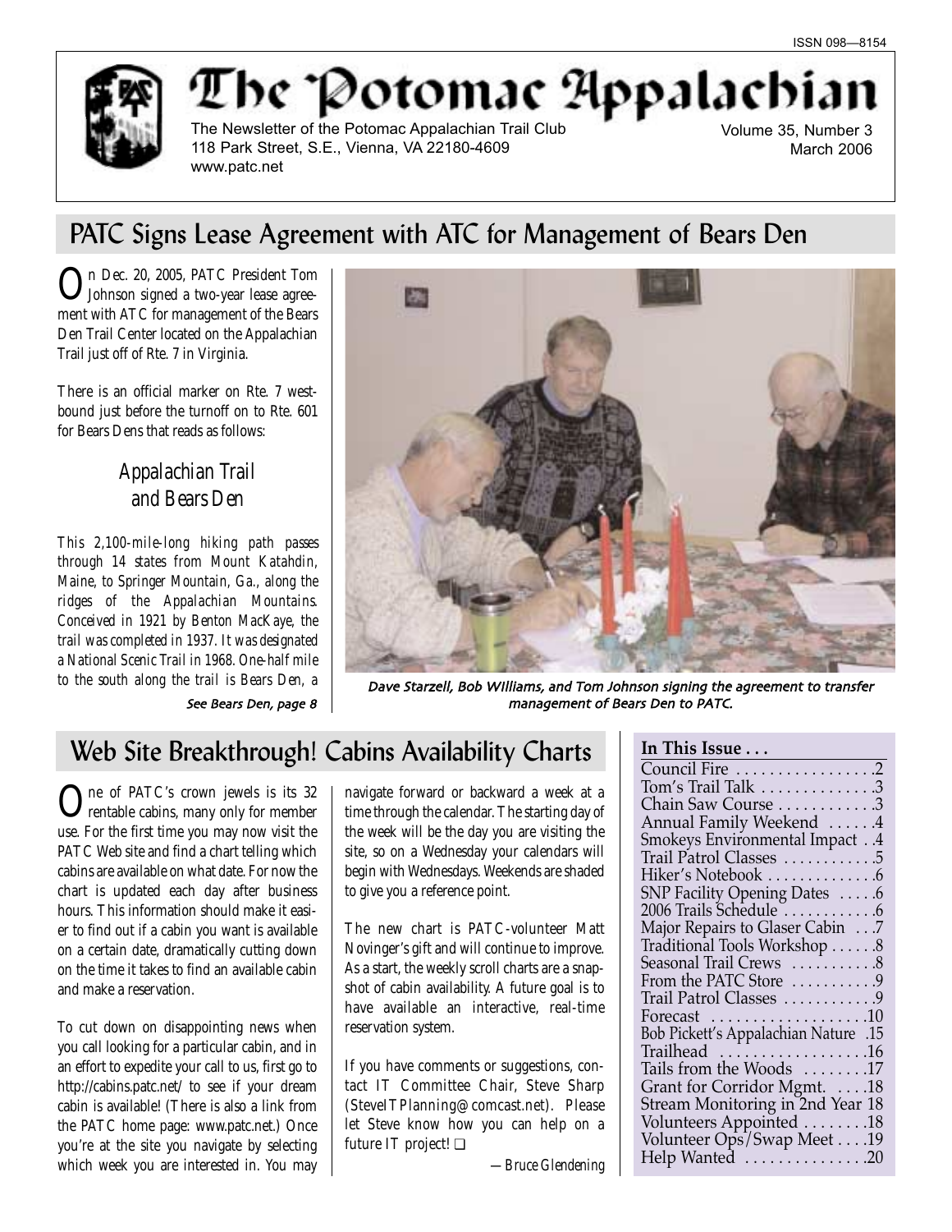ISSN 098—8154

# The Potomac Appalachian

The Newsletter of the Potomac Appalachian Trail Club
118 Park Street, S.E., Vienna, VA 22180-4609
www.patc.net

Volume 35, Number 3
March 2006

## PATC Signs Lease Agreement with ATC for Management of Bears Den

On Dec. 20, 2005, PATC President Tom Johnson signed a two-year lease agreement with ATC for management of the Bears Den Trail Center located on the Appalachian Trail just off of Rte. 7 in Virginia.

There is an official marker on Rte. 7 westbound just before the turnoff on to Rte. 601 for Bears Dens that reads as follows:

### *Appalachian Trail and Bears Den*

*This 2,100-mile-long hiking path passes through 14 states from Mount Katahdin, Maine, to Springer Mountain, Ga., along the ridges of the Appalachian Mountains. Conceived in 1921 by Benton MacKaye, the trail was completed in 1937. It was designated a National Scenic Trail in 1968. One-half mile to the south along the trail is Bears Den, a*

*See Bears Den, page 8*

*Dave Starzell, Bob WIlliams, and Tom Johnson signing the agreement to transfer management of Bears Den to PATC.*

## Web Site Breakthrough! Cabins Availability Charts

One of PATC's crown jewels is its 32 rentable cabins, many only for member use. For the first time you may now visit the PATC Web site and find a chart telling which cabins are available on what date. For now the chart is updated each day after business hours. This information should make it easier to find out if a cabin you want is available on a certain date, dramatically cutting down on the time it takes to find an available cabin and make a reservation.

To cut down on disappointing news when you call looking for a particular cabin, and in an effort to expedite your call to us, first go to http://cabins.patc.net/ to see if your dream cabin is available! (There is also a link from the PATC home page: www.patc.net.) Once you're at the site you navigate by selecting which week you are interested in. You may navigate forward or backward a week at a time through the calendar. The starting day of the week will be the day you are visiting the site, so on a Wednesday your calendars will begin with Wednesdays. Weekends are shaded to give you a reference point.

The new chart is PATC-volunteer Matt Novinger's gift and will continue to improve. As a start, the weekly scroll charts are a snapshot of cabin availability. A future goal is to have available an interactive, real-time reservation system.

If you have comments or suggestions, contact IT Committee Chair, Steve Sharp (SteveITPlanning@comcast.net). Please let Steve know how you can help on a future IT project! ❑

—*Bruce Glendening*

**In This Issue . . .**

| | |
|---|---|
| Council Fire | 2 |
| Tom's Trail Talk | 3 |
| Chain Saw Course | 3 |
| Annual Family Weekend | 4 |
| Smokeys Environmental Impact | 4 |
| Trail Patrol Classes | 5 |
| Hiker's Notebook | 6 |
| SNP Facility Opening Dates | 6 |
| 2006 Trails Schedule | 6 |
| Major Repairs to Glaser Cabin | 7 |
| Traditional Tools Workshop | 8 |
| Seasonal Trail Crews | 8 |
| From the PATC Store | 9 |
| Trail Patrol Classes | 9 |
| Forecast | 10 |
| Bob Pickett's Appalachian Nature | 15 |
| Trailhead | 16 |
| Tails from the Woods | 17 |
| Grant for Corridor Mgmt. | 18 |
| Stream Monitoring in 2nd Year | 18 |
| Volunteers Appointed | 18 |
| Volunteer Ops/Swap Meet | 19 |
| Help Wanted | 20 |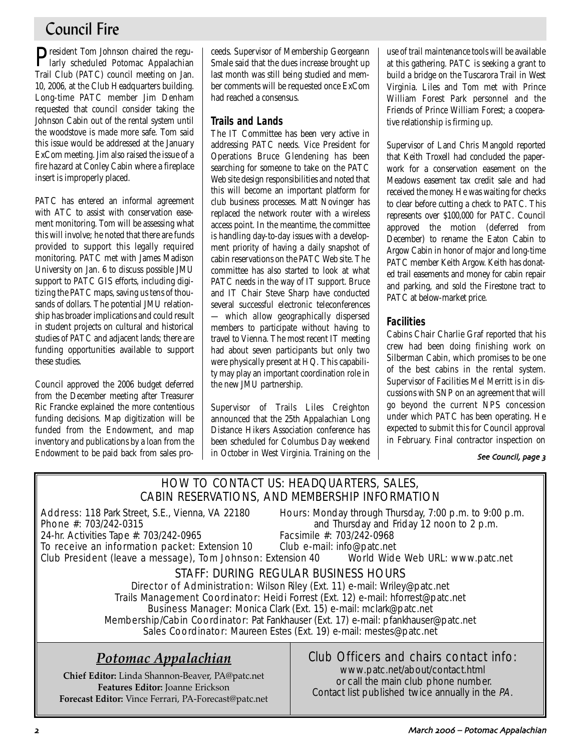# Council Fire

President Tom Johnson chaired the regularly scheduled Potomac Appalachian Trail Club (PATC) council meeting on Jan. 10, 2006, at the Club Headquarters building. Long-time PATC member Jim Denham requested that council consider taking the Johnson Cabin out of the rental system until the woodstove is made more safe. Tom said this issue would be addressed at the January ExCom meeting. Jim also raised the issue of a fire hazard at Conley Cabin where a fireplace insert is improperly placed.

PATC has entered an informal agreement with ATC to assist with conservation easement monitoring. Tom will be assessing what this will involve; he noted that there are funds provided to support this legally required monitoring. PATC met with James Madison University on Jan. 6 to discuss possible JMU support to PATC GIS efforts, including digitizing the PATC maps, saving us tens of thousands of dollars. The potential JMU relationship has broader implications and could result in student projects on cultural and historical studies of PATC and adjacent lands; there are funding opportunities available to support these studies.

Council approved the 2006 budget deferred from the December meeting after Treasurer Ric Francke explained the more contentious funding decisions. Map digitization will be funded from the Endowment, and map inventory and publications by a loan from the Endowment to be paid back from sales proceeds. Supervisor of Membership Georgeann Smale said that the dues increase brought up last month was still being studied and member comments will be requested once ExCom had reached a consensus.

## Trails and Lands

The IT Committee has been very active in addressing PATC needs. Vice President for Operations Bruce Glendening has been searching for someone to take on the PATC Web site design responsibilities and noted that this will become an important platform for club business processes. Matt Novinger has replaced the network router with a wireless access point. In the meantime, the committee is handling day-to-day issues with a development priority of having a daily snapshot of cabin reservations on the PATC Web site. The committee has also started to look at what PATC needs in the way of IT support. Bruce and IT Chair Steve Sharp have conducted several successful electronic teleconferences — which allow geographically dispersed members to participate without having to travel to Vienna. The most recent IT meeting had about seven participants but only two were physically present at HQ. This capability may play an important coordination role in the new JMU partnership.

Supervisor of Trails Liles Creighton announced that the 25th Appalachian Long Distance Hikers Association conference has been scheduled for Columbus Day weekend in October in West Virginia. Training on the use of trail maintenance tools will be available at this gathering. PATC is seeking a grant to build a bridge on the Tuscarora Trail in West Virginia. Liles and Tom met with Prince William Forest Park personnel and the Friends of Prince William Forest; a cooperative relationship is firming up.

Supervisor of Land Chris Mangold reported that Keith Troxell had concluded the paperwork for a conservation easement on the Meadows easement tax credit sale and had received the money. He was waiting for checks to clear before cutting a check to PATC. This represents over $100,000 for PATC. Council approved the motion (deferred from December) to rename the Eaton Cabin to Argow Cabin in honor of major and long-time PATC member Keith Argow. Keith has donated trail easements and money for cabin repair and parking, and sold the Firestone tract to PATC at below-market price.

## Facilities

Cabins Chair Charlie Graf reported that his crew had been doing finishing work on Silberman Cabin, which promises to be one of the best cabins in the rental system. Supervisor of Facilities Mel Merritt is in discussions with SNP on an agreement that will go beyond the current NPS concession under which PATC has been operating. He expected to submit this for Council approval in February. Final contractor inspection on

*See Council, page 3*

---

## HOW TO CONTACT US: HEADQUARTERS, SALES, CABIN RESERVATIONS, AND MEMBERSHIP INFORMATION

Address: 118 Park Street, S.E., Vienna, VA 22180
Phone #: 703/242-0315
24-hr. Activities Tape #: 703/242-0965
To receive an information packet: Extension 10
Club President (leave a message), Tom Johnson: Extension 40

Hours: Monday through Thursday, 7:00 p.m. to 9:00 p.m. and Thursday and Friday 12 noon to 2 p.m.
Facsimile #: 703/242-0968
Club e-mail: info@patc.net
World Wide Web URL: www.patc.net

### STAFF: DURING REGULAR BUSINESS HOURS

Director of Administration: Wilson Riley (Ext. 11) e-mail: Wriley@patc.net
Trails Management Coordinator: Heidi Forrest (Ext. 12) e-mail: hforrest@patc.net
Business Manager: Monica Clark (Ext. 15) e-mail: mclark@patc.net
Membership/Cabin Coordinator: Pat Fankhauser (Ext. 17) e-mail: pfankhauser@patc.net
Sales Coordinator: Maureen Estes (Ext. 19) e-mail: mestes@patc.net

## *Potomac Appalachian*

**Chief Editor:** Linda Shannon-Beaver, PA@patc.net
**Features Editor:** Joanne Erickson
**Forecast Editor:** Vince Ferrari, PA-Forecast@patc.net

### Club Officers and chairs contact info:

www.patc.net/about/contact.html
or call the main club phone number.
Contact list published twice annually in the *PA*.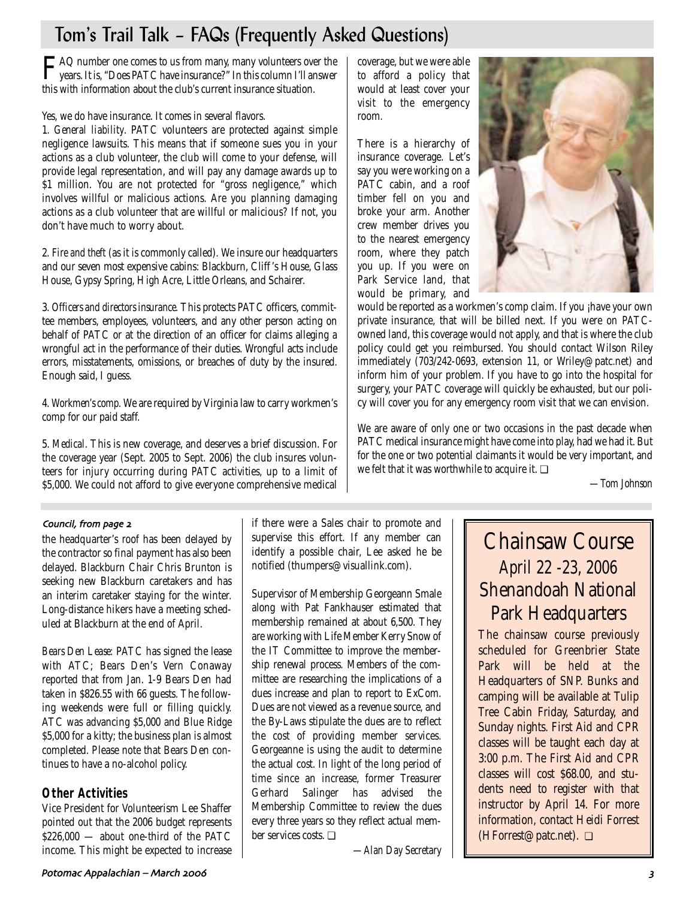# Tom's Trail Talk – FAQs (Frequently Asked Questions)

FAQ number one comes to us from many, many volunteers over the years. It is, "Does PATC have insurance?" In this column I'll answer this with information about the club's current insurance situation.

Yes, we do have insurance. It comes in several flavors.

1. *General liability.* PATC volunteers are protected against simple negligence lawsuits. This means that if someone sues you in your actions as a club volunteer, the club will come to your defense, will provide legal representation, and will pay any damage awards up to $1 million. You are not protected for "gross negligence," which involves willful or malicious actions. Are you planning damaging actions as a club volunteer that are willful or malicious? If not, you don't have much to worry about.

2. *Fire and theft* (as it is commonly called). We insure our headquarters and our seven most expensive cabins: Blackburn, Cliff's House, Glass House, Gypsy Spring, High Acre, Little Orleans, and Schairer.

3. *Officers and directors insurance.* This protects PATC officers, committee members, employees, volunteers, and any other person acting on behalf of PATC or at the direction of an officer for claims alleging a wrongful act in the performance of their duties. Wrongful acts include errors, misstatements, omissions, or breaches of duty by the insured. Enough said, I guess.

4. *Workmen's comp.* We are required by Virginia law to carry workmen's comp for our paid staff.

5. *Medical.* This is new coverage, and deserves a brief discussion. For the coverage year (Sept. 2005 to Sept. 2006) the club insures volunteers for injury occurring during PATC activities, up to a limit of $5,000. We could not afford to give everyone comprehensive medical coverage, but we were able to afford a policy that would at least cover your visit to the emergency room.

There is a hierarchy of insurance coverage. Let's say you were working on a PATC cabin, and a roof timber fell on you and broke your arm. Another crew member drives you to the nearest emergency room, where they patch you up. If you were on Park Service land, that would be primary, and would be reported as a workmen's comp claim. If you ¡have your own private insurance, that will be billed next. If you were on PATC-owned land, this coverage would not apply, and that is where the club policy could get you reimbursed. You should contact Wilson Riley immediately (703/242-0693, extension 11, or Wriley@patc.net) and inform him of your problem. If you have to go into the hospital for surgery, your PATC coverage will quickly be exhausted, but our policy will cover you for any emergency room visit that we can envision.

We are aware of only one or two occasions in the past decade when PATC medical insurance might have come into play, had we had it. But for the one or two potential claimants it would be very important, and we felt that it was worthwhile to acquire it. ❑

*—Tom Johnson*

*Council, from page 2*

the headquarter's roof has been delayed by the contractor so final payment has also been delayed. Blackburn Chair Chris Brunton is seeking new Blackburn caretakers and has an interim caretaker staying for the winter. Long-distance hikers have a meeting scheduled at Blackburn at the end of April.

*Bears Den Lease:* PATC has signed the lease with ATC; Bears Den's Vern Conaway reported that from Jan. 1-9 Bears Den had taken in $826.55 with 66 guests. The following weekends were full or filling quickly. ATC was advancing $5,000 and Blue Ridge $5,000 for a kitty; the business plan is almost completed. Please note that Bears Den continues to have a no-alcohol policy.

## Other Activities

Vice President for Volunteerism Lee Shaffer pointed out that the 2006 budget represents $226,000 — about one-third of the PATC income. This might be expected to increase if there were a Sales chair to promote and supervise this effort. If any member can identify a possible chair, Lee asked he be notified (thumpers@visuallink.com).

Supervisor of Membership Georgeann Smale along with Pat Fankhauser estimated that membership remained at about 6,500. They are working with Life Member Kerry Snow of the IT Committee to improve the membership renewal process. Members of the committee are researching the implications of a dues increase and plan to report to ExCom. Dues are not viewed as a revenue source, and the By-Laws stipulate the dues are to reflect the cost of providing member services. Georgeanne is using the audit to determine the actual cost. In light of the long period of time since an increase, former Treasurer Gerhard Salinger has advised the Membership Committee to review the dues every three years so they reflect actual member services costs. ❑

*—Alan Day Secretary*

## Chainsaw Course
### April 22 -23, 2006
### Shenandoah National Park Headquarters

The chainsaw course previously scheduled for Greenbrier State Park will be held at the Headquarters of SNP. Bunks and camping will be available at Tulip Tree Cabin Friday, Saturday, and Sunday nights. First Aid and CPR classes will be taught each day at 3:00 p.m. The First Aid and CPR classes will cost $68.00, and students need to register with that instructor by April 14. For more information, contact Heidi Forrest (HForrest@patc.net). ❑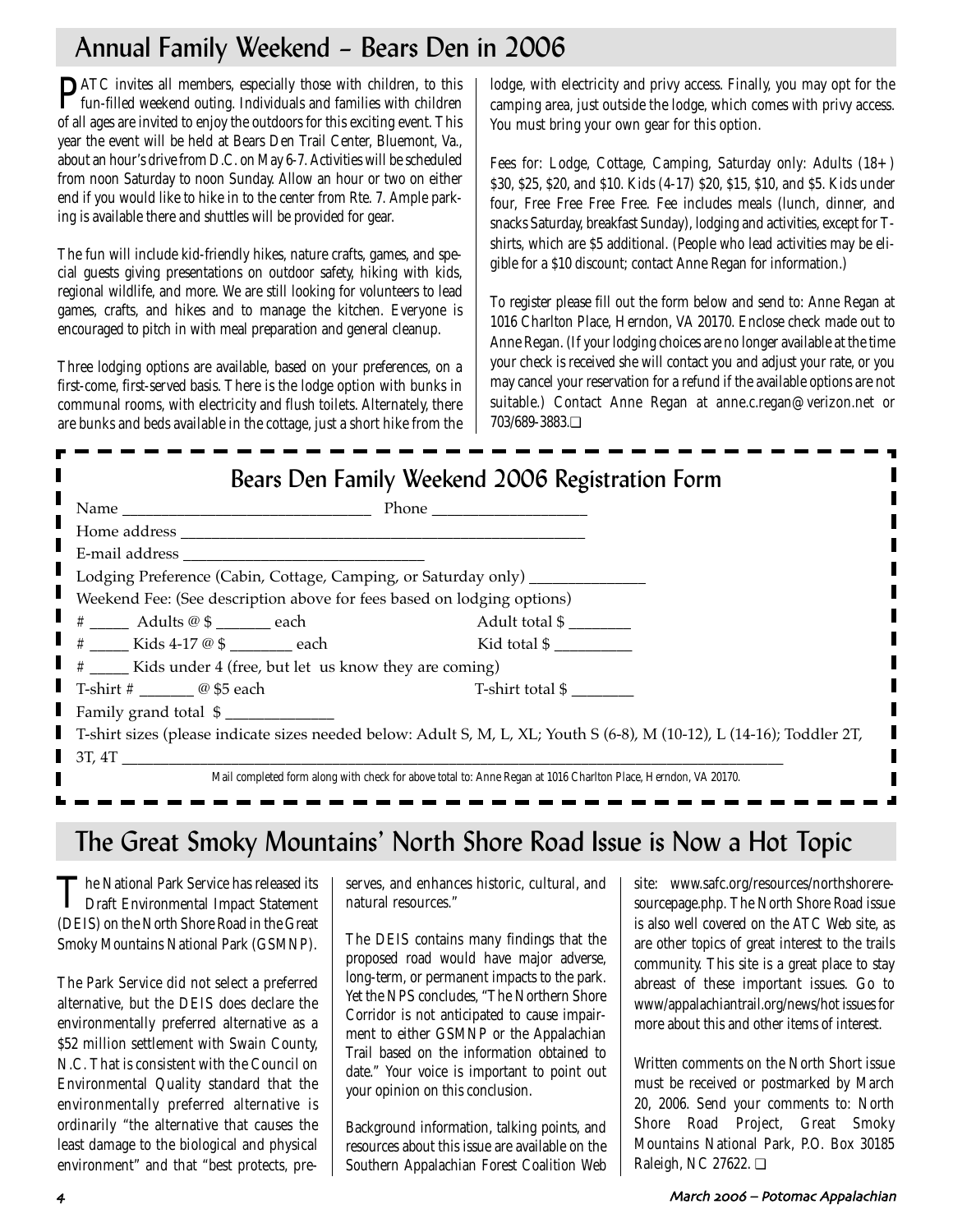## Annual Family Weekend – Bears Den in 2006

PATC invites all members, especially those with children, to this fun-filled weekend outing. Individuals and families with children of all ages are invited to enjoy the outdoors for this exciting event. This year the event will be held at Bears Den Trail Center, Bluemont, Va., about an hour's drive from D.C. on May 6-7. Activities will be scheduled from noon Saturday to noon Sunday. Allow an hour or two on either end if you would like to hike in to the center from Rte. 7. Ample parking is available there and shuttles will be provided for gear.

The fun will include kid-friendly hikes, nature crafts, games, and special guests giving presentations on outdoor safety, hiking with kids, regional wildlife, and more. We are still looking for volunteers to lead games, crafts, and hikes and to manage the kitchen. Everyone is encouraged to pitch in with meal preparation and general cleanup.

Three lodging options are available, based on your preferences, on a first-come, first-served basis. There is the lodge option with bunks in communal rooms, with electricity and flush toilets. Alternately, there are bunks and beds available in the cottage, just a short hike from the lodge, with electricity and privy access. Finally, you may opt for the camping area, just outside the lodge, which comes with privy access. You must bring your own gear for this option.

Fees for: Lodge, Cottage, Camping, Saturday only: Adults (18+) $30, $25, $20, and $10. Kids (4-17) $20, $15, $10, and $5. Kids under four, Free Free Free Free. Fee includes meals (lunch, dinner, and snacks Saturday, breakfast Sunday), lodging and activities, except for T-shirts, which are $5 additional. (People who lead activities may be eligible for a $10 discount; contact Anne Regan for information.)

To register please fill out the form below and send to: Anne Regan at 1016 Charlton Place, Herndon, VA 20170. Enclose check made out to Anne Regan. (If your lodging choices are no longer available at the time your check is received she will contact you and adjust your rate, or you may cancel your reservation for a refund if the available options are not suitable.) Contact Anne Regan at anne.c.regan@verizon.net or 703/689-3883.❑

### Bears Den Family Weekend 2006 Registration Form

Name ______________________________ Phone ___________________

Home address ____________________________________________________

E-mail address _____________________________

Lodging Preference (Cabin, Cottage, Camping, or Saturday only) _______________

Weekend Fee: (See description above for fees based on lodging options)

# _____ Adults @ $ _______ each Adult total $ ________

# _____ Kids 4-17 @ $ ________ each Kid total $ __________

# _____ Kids under 4 (free, but let us know they are coming)

T-shirt # _______ @ $5 each T-shirt total $ ________

Family grand total $ ______________

T-shirt sizes (please indicate sizes needed below: Adult S, M, L, XL; Youth S (6-8), M (10-12), L (14-16); Toddler 2T, 3T, 4T ________________________________________________

Mail completed form along with check for above total to: Anne Regan at 1016 Charlton Place, Herndon, VA 20170.

## The Great Smoky Mountains' North Shore Road Issue is Now a Hot Topic

The National Park Service has released its Draft Environmental Impact Statement (DEIS) on the North Shore Road in the Great Smoky Mountains National Park (GSMNP).

The Park Service did not select a preferred alternative, but the DEIS does declare the environmentally preferred alternative as a $52 million settlement with Swain County, N.C. That is consistent with the Council on Environmental Quality standard that the environmentally preferred alternative is ordinarily "the alternative that causes the least damage to the biological and physical environment" and that "best protects, preserves, and enhances historic, cultural, and natural resources."

The DEIS contains many findings that the proposed road would have major adverse, long-term, or permanent impacts to the park. Yet the NPS concludes, "The Northern Shore Corridor is not anticipated to cause impairment to either GSMNP or the Appalachian Trail based on the information obtained to date." Your voice is important to point out your opinion on this conclusion.

Background information, talking points, and resources about this issue are available on the Southern Appalachian Forest Coalition Web site: www.safc.org/resources/northshoreresourcepage.php. The North Shore Road issue is also well covered on the ATC Web site, as are other topics of great interest to the trails community. This site is a great place to stay abreast of these important issues. Go to www/appalachiantrail.org/news/hot issues for more about this and other items of interest.

Written comments on the North Short issue must be received or postmarked by March 20, 2006. Send your comments to: North Shore Road Project, Great Smoky Mountains National Park, P.O. Box 30185 Raleigh, NC 27622. ❑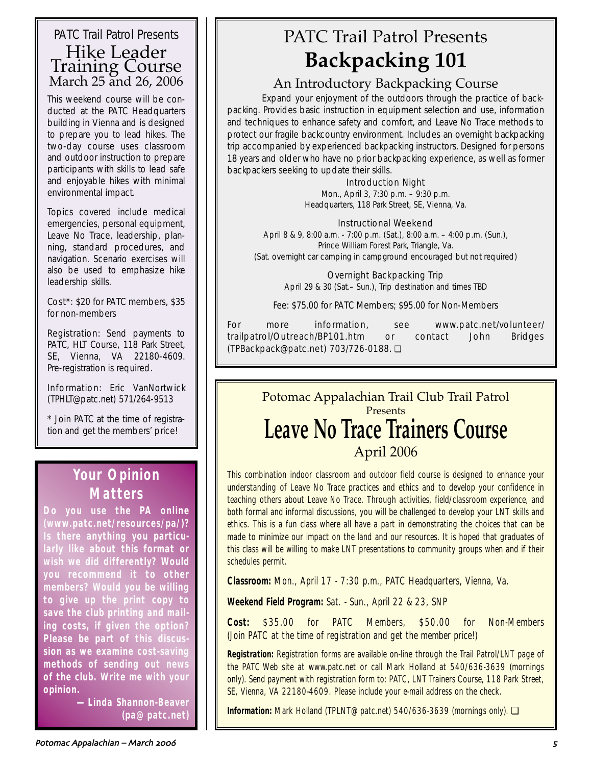PATC Trail Patrol Presents

## Hike Leader Training Course

### March 25 and 26, 2006

This weekend course will be conducted at the PATC Headquarters building in Vienna and is designed to prepare you to lead hikes. The two-day course uses classroom and outdoor instruction to prepare participants with skills to lead safe and enjoyable hikes with minimal environmental impact.

Topics covered include medical emergencies, personal equipment, Leave No Trace, leadership, planning, standard procedures, and navigation. Scenario exercises will also be used to emphasize hike leadership skills.

Cost*: $20 for PATC members, $35 for non-members

Registration: Send payments to PATC, HLT Course, 118 Park Street, SE, Vienna, VA 22180-4609. Pre-registration is required.

Information: Eric VanNortwick (TPHLT@patc.net) 571/264-9513

* Join PATC at the time of registration and get the members' price!

## Your Opinion Matters

**Do you use the PA online (www.patc.net/resources/pa/)? Is there anything you particularly like about this format or wish we did differently? Would you recommend it to other members? Would you be willing to give up the print copy to save the club printing and mailing costs, if given the option? Please be part of this discussion as we examine cost-saving methods of sending out news of the club. Write me with your opinion.**

**— Linda Shannon-Beaver (pa@patc.net)**

PATC Trail Patrol Presents

## Backpacking 101

### An Introductory Backpacking Course

Expand your enjoyment of the outdoors through the practice of backpacking. Provides basic instruction in equipment selection and use, information and techniques to enhance safety and comfort, and Leave No Trace methods to protect our fragile backcountry environment. Includes an overnight backpacking trip accompanied by experienced backpacking instructors. Designed for persons 18 years and older who have no prior backpacking experience, as well as former backpackers seeking to update their skills.

Introduction Night
Mon., April 3, 7:30 p.m. – 9:30 p.m.
Headquarters, 118 Park Street, SE, Vienna, Va.

Instructional Weekend
April 8 & 9, 8:00 a.m. - 7:00 p.m. (Sat.), 8:00 a.m. – 4:00 p.m. (Sun.),
Prince William Forest Park, Triangle, Va.
(Sat. overnight car camping in campground encouraged but not required)

Overnight Backpacking Trip
April 29 & 30 (Sat.– Sun.), Trip destination and times TBD

Fee: $75.00 for PATC Members; $95.00 for Non-Members

For more information, see www.patc.net/volunteer/trailpatrol/Outreach/BP101.htm or contact John Bridges (TPBackpack@patc.net) 703/726-0188. ❑

Potomac Appalachian Trail Club Trail Patrol
Presents

## Leave No Trace Trainers Course

### April 2006

This combination indoor classroom and outdoor field course is designed to enhance your understanding of Leave No Trace practices and ethics and to develop your confidence in teaching others about Leave No Trace. Through activities, field/classroom experience, and both formal and informal discussions, you will be challenged to develop your LNT skills and ethics. This is a fun class where all have a part in demonstrating the choices that can be made to minimize our impact on the land and our resources. It is hoped that graduates of this class will be willing to make LNT presentations to community groups when and if their schedules permit.

**Classroom:** Mon., April 17 - 7:30 p.m., PATC Headquarters, Vienna, Va.

**Weekend Field Program:** Sat. - Sun., April 22 & 23, SNP

**Cost:** $35.00 for PATC Members, $50.00 for Non-Members (Join PATC at the time of registration and get the member price!)

**Registration:** Registration forms are available on-line through the Trail Patrol/LNT page of the PATC Web site at www.patc.net or call Mark Holland at 540/636-3639 (mornings only). Send payment with registration form to: PATC, LNT Trainers Course, 118 Park Street, SE, Vienna, VA 22180-4609. Please include your e-mail address on the check.

**Information:** Mark Holland (TPLNT@patc.net) 540/636-3639 (mornings only). ❑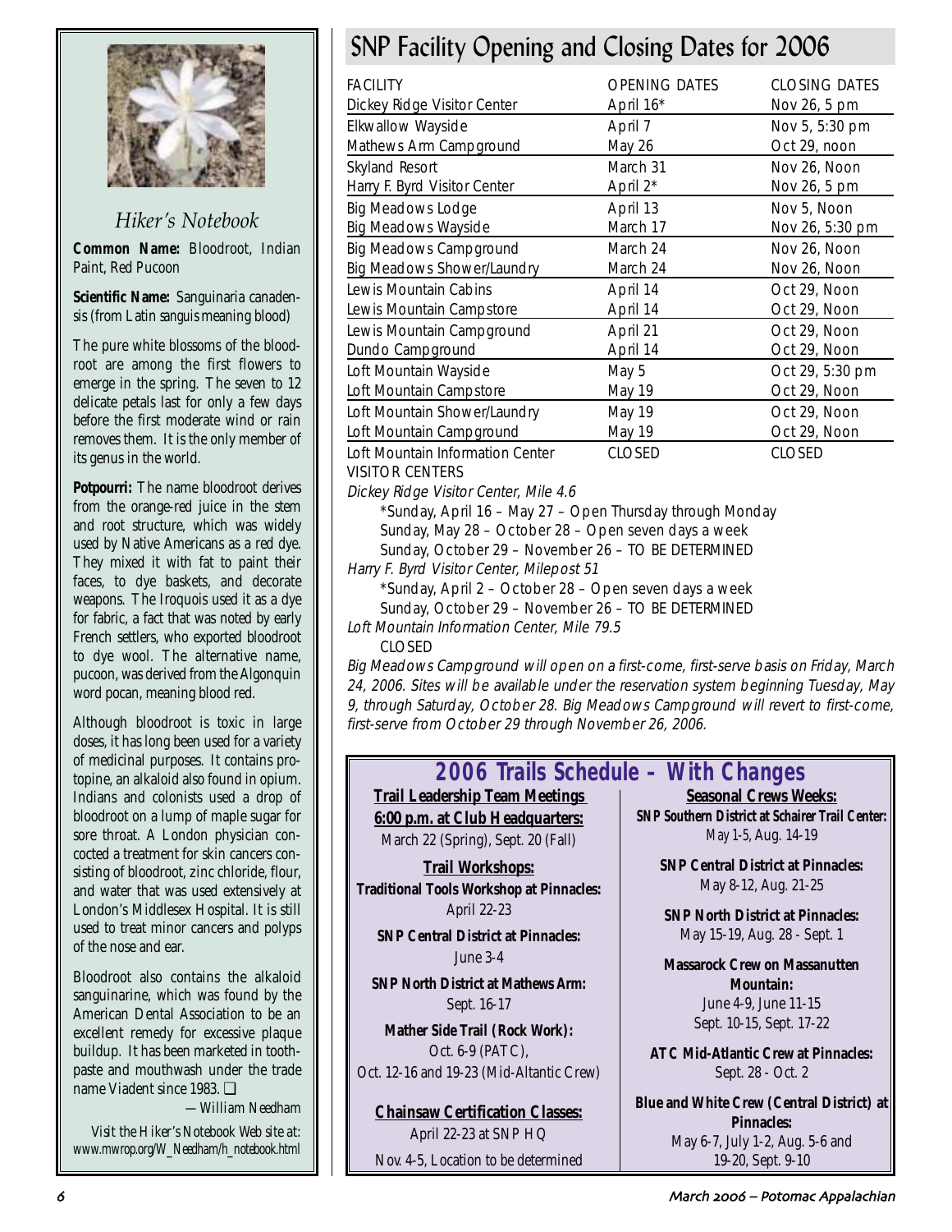### Hiker's Notebook

**Common Name:** Bloodroot, Indian Paint, Red Pucoon

**Scientific Name:** Sanguinaria canadensis (from Latin *sanguis* meaning blood)

The pure white blossoms of the bloodroot are among the first flowers to emerge in the spring. The seven to 12 delicate petals last for only a few days before the first moderate wind or rain removes them. It is the only member of its genus in the world.

**Potpourri:** The name bloodroot derives from the orange-red juice in the stem and root structure, which was widely used by Native Americans as a red dye. They mixed it with fat to paint their faces, to dye baskets, and decorate weapons. The Iroquois used it as a dye for fabric, a fact that was noted by early French settlers, who exported bloodroot to dye wool. The alternative name, pucoon, was derived from the Algonquin word pocan, meaning blood red.

Although bloodroot is toxic in large doses, it has long been used for a variety of medicinal purposes. It contains protopine, an alkaloid also found in opium. Indians and colonists used a drop of bloodroot on a lump of maple sugar for sore throat. A London physician concocted a treatment for skin cancers consisting of bloodroot, zinc chloride, flour, and water that was used extensively at London's Middlesex Hospital. It is still used to treat minor cancers and polyps of the nose and ear.

Bloodroot also contains the alkaloid sanguinarine, which was found by the American Dental Association to be an excellent remedy for excessive plaque buildup. It has been marketed in toothpaste and mouthwash under the trade name Viadent since 1983. ❑

—William Needham

Visit the Hiker's Notebook Web site at: www.mwrop.org/W_Needham/h_notebook.html

# SNP Facility Opening and Closing Dates for 2006

| FACILITY | OPENING DATES | CLOSING DATES |
|---|---|---|
| Dickey Ridge Visitor Center | April 16* | Nov 26, 5 pm |
| Elkwallow Wayside | April 7 | Nov 5, 5:30 pm |
| Mathews Arm Campground | May 26 | Oct 29, noon |
| Skyland Resort | March 31 | Nov 26, Noon |
| Harry F. Byrd Visitor Center | April 2* | Nov 26, 5 pm |
| Big Meadows Lodge | April 13 | Nov 5, Noon |
| Big Meadows Wayside | March 17 | Nov 26, 5:30 pm |
| Big Meadows Campground | March 24 | Nov 26, Noon |
| Big Meadows Shower/Laundry | March 24 | Nov 26, Noon |
| Lewis Mountain Cabins | April 14 | Oct 29, Noon |
| Lewis Mountain Campstore | April 14 | Oct 29, Noon |
| Lewis Mountain Campground | April 21 | Oct 29, Noon |
| Dundo Campground | April 14 | Oct 29, Noon |
| Loft Mountain Wayside | May 5 | Oct 29, 5:30 pm |
| Loft Mountain Campstore | May 19 | Oct 29, Noon |
| Loft Mountain Shower/Laundry | May 19 | Oct 29, Noon |
| Loft Mountain Campground | May 19 | Oct 29, Noon |
| Loft Mountain Information Center | CLOSED | CLOSED |

VISITOR CENTERS

*Dickey Ridge Visitor Center, Mile 4.6*
- *Sunday, April 16 – May 27 – Open Thursday through Monday
- Sunday, May 28 – October 28 – Open seven days a week
- Sunday, October 29 – November 26 – TO BE DETERMINED

*Harry F. Byrd Visitor Center, Milepost 51*
- *Sunday, April 2 – October 28 – Open seven days a week
- Sunday, October 29 – November 26 – TO BE DETERMINED

*Loft Mountain Information Center, Mile 79.5*
- CLOSED

*Big Meadows Campground will open on a first-come, first-serve basis on Friday, March 24, 2006. Sites will be available under the reservation system beginning Tuesday, May 9, through Saturday, October 28. Big Meadows Campground will revert to first-come, first-serve from October 29 through November 26, 2006.*

## 2006 Trails Schedule – With Changes

**Trail Leadership Team Meetings 6:00 p.m. at Club Headquarters:**
March 22 (Spring), Sept. 20 (Fall)

**Trail Workshops:**

**Traditional Tools Workshop at Pinnacles:**
April 22-23

**SNP Central District at Pinnacles:**
June 3-4

**SNP North District at Mathews Arm:**
Sept. 16-17

**Mather Side Trail (Rock Work):**
Oct. 6-9 (PATC),
Oct. 12-16 and 19-23 (Mid-Altantic Crew)

**Chainsaw Certification Classes:**
April 22-23 at SNP HQ
Nov. 4-5, Location to be determined

**Seasonal Crews Weeks:**

**SNP Southern District at Schairer Trail Center:**
May 1-5, Aug. 14-19

**SNP Central District at Pinnacles:**
May 8-12, Aug. 21-25

**SNP North District at Pinnacles:**
May 15-19, Aug. 28 - Sept. 1

**Massarock Crew on Massanutten Mountain:**
June 4-9, June 11-15
Sept. 10-15, Sept. 17-22

**ATC Mid-Atlantic Crew at Pinnacles:**
Sept. 28 - Oct. 2

**Blue and White Crew (Central District) at Pinnacles:**
May 6-7, July 1-2, Aug. 5-6 and 19-20, Sept. 9-10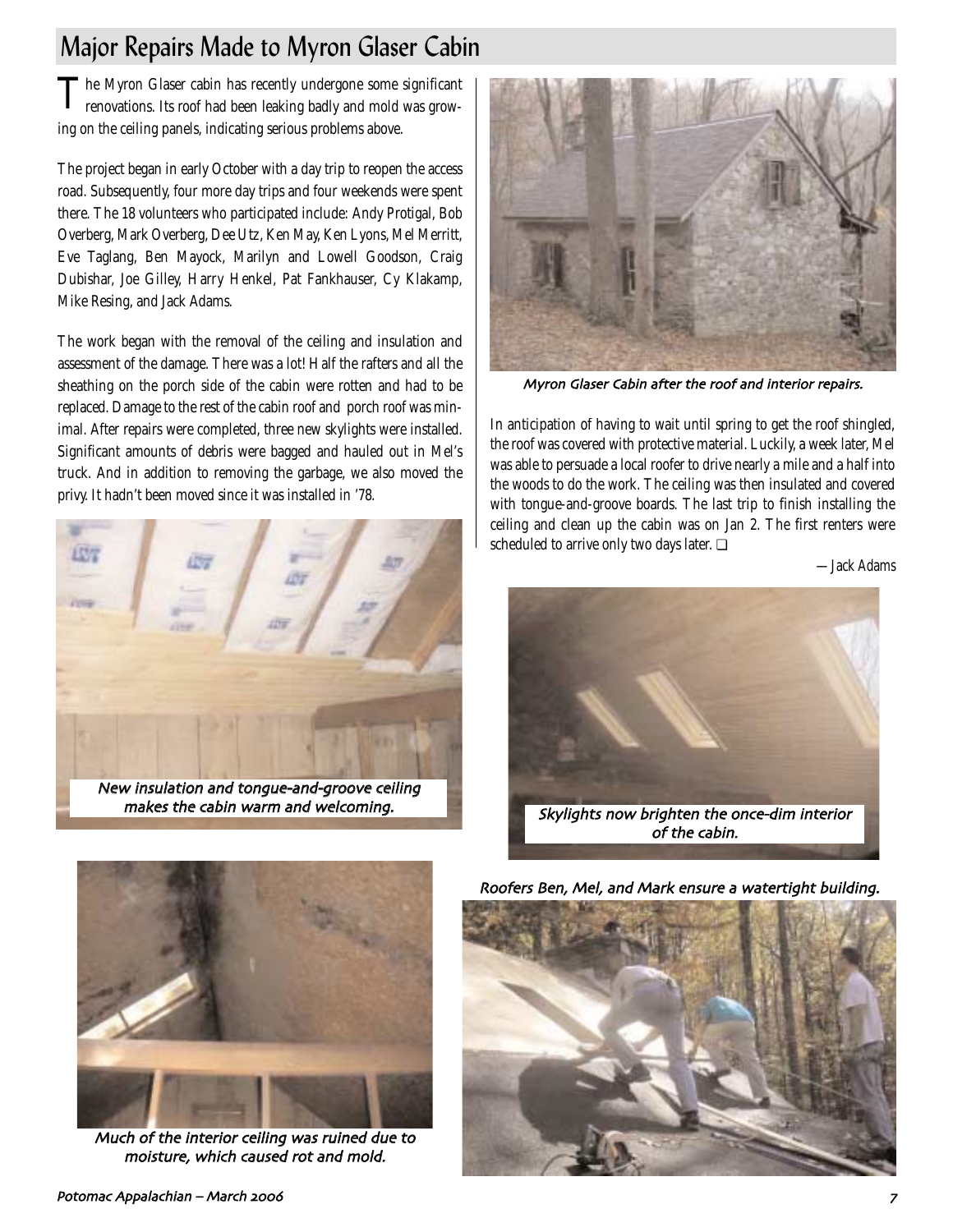## Major Repairs Made to Myron Glaser Cabin

The Myron Glaser cabin has recently undergone some significant renovations. Its roof had been leaking badly and mold was growing on the ceiling panels, indicating serious problems above.

The project began in early October with a day trip to reopen the access road. Subsequently, four more day trips and four weekends were spent there. The 18 volunteers who participated include: Andy Protigal, Bob Overberg, Mark Overberg, Dee Utz, Ken May, Ken Lyons, Mel Merritt, Eve Taglang, Ben Mayock, Marilyn and Lowell Goodson, Craig Dubishar, Joe Gilley, Harry Henkel, Pat Fankhauser, Cy Klakamp, Mike Resing, and Jack Adams.

The work began with the removal of the ceiling and insulation and assessment of the damage. There was a lot! Half the rafters and all the sheathing on the porch side of the cabin were rotten and had to be replaced. Damage to the rest of the cabin roof and porch roof was minimal. After repairs were completed, three new skylights were installed. Significant amounts of debris were bagged and hauled out in Mel's truck. And in addition to removing the garbage, we also moved the privy. It hadn't been moved since it was installed in '78.

*Myron Glaser Cabin after the roof and interior repairs.*

In anticipation of having to wait until spring to get the roof shingled, the roof was covered with protective material. Luckily, a week later, Mel was able to persuade a local roofer to drive nearly a mile and a half into the woods to do the work. The ceiling was then insulated and covered with tongue-and-groove boards. The last trip to finish installing the ceiling and clean up the cabin was on Jan 2. The first renters were scheduled to arrive only two days later. ❑

*—Jack Adams*

*New insulation and tongue-and-groove ceiling makes the cabin warm and welcoming.*

*Skylights now brighten the once-dim interior of the cabin.*

*Much of the interior ceiling was ruined due to moisture, which caused rot and mold.*

*Roofers Ben, Mel, and Mark ensure a watertight building.*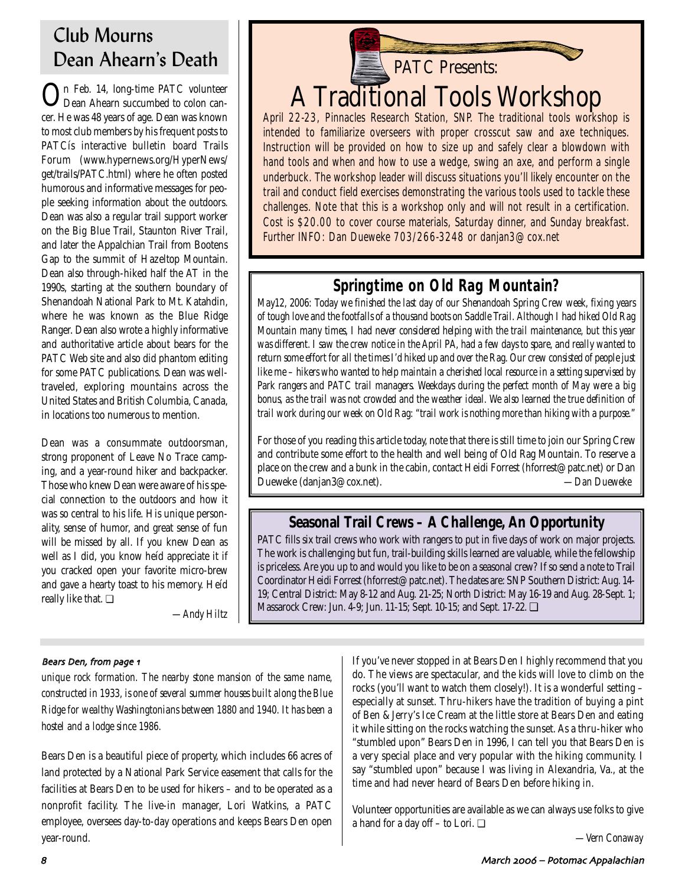## Club Mourns Dean Ahearn's Death

On Feb. 14, long-time PATC volunteer Dean Ahearn succumbed to colon cancer. He was 48 years of age. Dean was known to most club members by his frequent posts to PATCís interactive bulletin board Trails Forum (www.hypernews.org/HyperNews/get/trails/PATC.html) where he often posted humorous and informative messages for people seeking information about the outdoors. Dean was also a regular trail support worker on the Big Blue Trail, Staunton River Trail, and later the Appalachian Trail from Bootens Gap to the summit of Hazeltop Mountain. Dean also through-hiked half the AT in the 1990s, starting at the southern boundary of Shenandoah National Park to Mt. Katahdin, where he was known as the Blue Ridge Ranger. Dean also wrote a highly informative and authoritative article about bears for the PATC Web site and also did phantom editing for some PATC publications. Dean was well-traveled, exploring mountains across the United States and British Columbia, Canada, in locations too numerous to mention.

Dean was a consummate outdoorsman, strong proponent of Leave No Trace camping, and a year-round hiker and backpacker. Those who knew Dean were aware of his special connection to the outdoors and how it was so central to his life. His unique personality, sense of humor, and great sense of fun will be missed by all. If you knew Dean as well as I did, you know heíd appreciate it if you cracked open your favorite micro-brew and gave a hearty toast to his memory. Heíd really like that. ❑

—Andy Hiltz

## PATC Presents: A Traditional Tools Workshop

April 22-23, Pinnacles Research Station, SNP. The traditional tools workshop is intended to familiarize overseers with proper crosscut saw and axe techniques. Instruction will be provided on how to size up and safely clear a blowdown with hand tools and when and how to use a wedge, swing an axe, and perform a single underbuck. The workshop leader will discuss situations you'll likely encounter on the trail and conduct field exercises demonstrating the various tools used to tackle these challenges. Note that this is a workshop only and will not result in a certification. Cost is $20.00 to cover course materials, Saturday dinner, and Sunday breakfast. Further INFO: Dan Dueweke 703/266-3248 or danjan3@cox.net

## Springtime on Old Rag Mountain?

*May12, 2006: Today we finished the last day of our Shenandoah Spring Crew week, fixing years of tough love and the footfalls of a thousand boots on Saddle Trail. Although I had hiked Old Rag Mountain many times, I had never considered helping with the trail maintenance, but this year was different. I saw the crew notice in the April PA, had a few days to spare, and really wanted to return some effort for all the times I'd hiked up and over the Rag. Our crew consisted of people just like me – hikers who wanted to help maintain a cherished local resource in a setting supervised by Park rangers and PATC trail managers. Weekdays during the perfect month of May were a big bonus, as the trail was not crowded and the weather ideal. We also learned the true definition of trail work during our week on Old Rag: "trail work is nothing more than hiking with a purpose."*

For those of you reading this article today, note that there is still time to join our Spring Crew and contribute some effort to the health and well being of Old Rag Mountain. To reserve a place on the crew and a bunk in the cabin, contact Heidi Forrest (hforrest@patc.net) or Dan Dueweke (danjan3@cox.net).

—Dan Dueweke

## Seasonal Trail Crews – A Challenge, An Opportunity

PATC fills six trail crews who work with rangers to put in five days of work on major projects. The work is challenging but fun, trail-building skills learned are valuable, while the fellowship is priceless. Are you up to and would you like to be on a seasonal crew? If so send a note to Trail Coordinator Heidi Forrest (hforrest@patc.net). The dates are: SNP Southern District: Aug. 14-19; Central District: May 8-12 and Aug. 21-25; North District: May 16-19 and Aug. 28-Sept. 1; Massarock Crew: Jun. 4-9; Jun. 11-15; Sept. 10-15; and Sept. 17-22. ❑

*Bears Den, from page 1*

*unique rock formation. The nearby stone mansion of the same name, constructed in 1933, is one of several summer houses built along the Blue Ridge for wealthy Washingtonians between 1880 and 1940. It has been a hostel and a lodge since 1986.*

Bears Den is a beautiful piece of property, which includes 66 acres of land protected by a National Park Service easement that calls for the facilities at Bears Den to be used for hikers – and to be operated as a nonprofit facility. The live-in manager, Lori Watkins, a PATC employee, oversees day-to-day operations and keeps Bears Den open year-round.

If you've never stopped in at Bears Den I highly recommend that you do. The views are spectacular, and the kids will love to climb on the rocks (you'll want to watch them closely!). It is a wonderful setting – especially at sunset. Thru-hikers have the tradition of buying a pint of Ben & Jerry's Ice Cream at the little store at Bears Den and eating it while sitting on the rocks watching the sunset. As a thru-hiker who "stumbled upon" Bears Den in 1996, I can tell you that Bears Den is a very special place and very popular with the hiking community. I say "stumbled upon" because I was living in Alexandria, Va., at the time and had never heard of Bears Den before hiking in.

Volunteer opportunities are available as we can always use folks to give a hand for a day off – to Lori. ❑

—Vern Conaway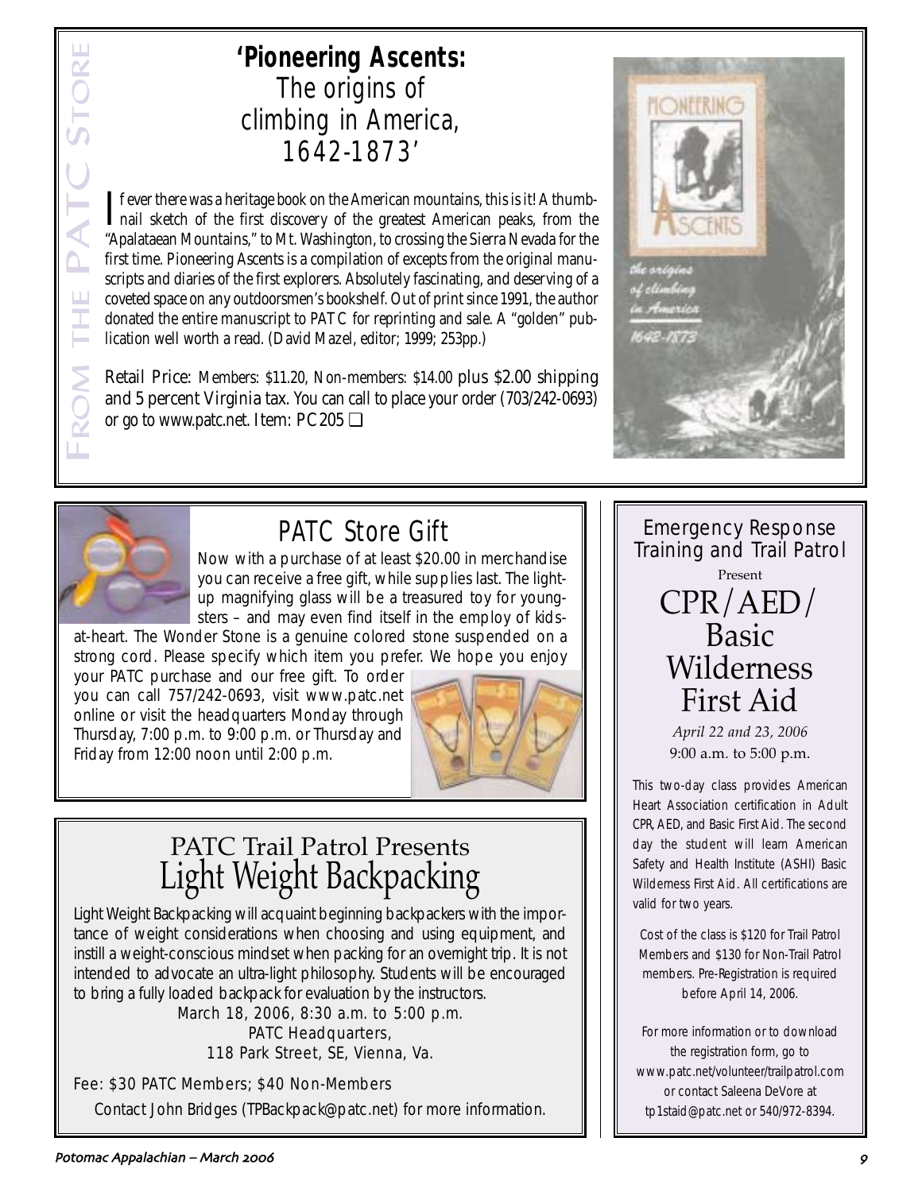FROM THE PATC STORE

## 'Pioneering Ascents: The origins of climbing in America, 1642-1873'

If ever there was a heritage book on the American mountains, this is it! A thumbnail sketch of the first discovery of the greatest American peaks, from the "Apalataean Mountains," to Mt. Washington, to crossing the Sierra Nevada for the first time. Pioneering Ascents is a compilation of excepts from the original manuscripts and diaries of the first explorers. Absolutely fascinating, and deserving of a coveted space on any outdoorsmen's bookshelf. Out of print since 1991, the author donated the entire manuscript to PATC for reprinting and sale. A "golden" publication well worth a read. (David Mazel, editor; 1999; 253pp.)

Retail Price: Members: $11.20, Non-members: $14.00 plus $2.00 shipping and 5 percent Virginia tax. You can call to place your order (703/242-0693) or go to www.patc.net. Item: PC205 ❑

## PATC Store Gift

Now with a purchase of at least $20.00 in merchandise you can receive a free gift, while supplies last. The light-up magnifying glass will be a treasured toy for youngsters – and may even find itself in the employ of kids-at-heart. The Wonder Stone is a genuine colored stone suspended on a strong cord. Please specify which item you prefer. We hope you enjoy your PATC purchase and our free gift. To order you can call 757/242-0693, visit www.patc.net online or visit the headquarters Monday through Thursday, 7:00 p.m. to 9:00 p.m. or Thursday and Friday from 12:00 noon until 2:00 p.m.

## PATC Trail Patrol Presents Light Weight Backpacking

Light Weight Backpacking will acquaint beginning backpackers with the importance of weight considerations when choosing and using equipment, and instill a weight-conscious mindset when packing for an overnight trip. It is not intended to advocate an ultra-light philosophy. Students will be encouraged to bring a fully loaded backpack for evaluation by the instructors.

March 18, 2006, 8:30 a.m. to 5:00 p.m.
PATC Headquarters,
118 Park Street, SE, Vienna, Va.

Fee: $30 PATC Members; $40 Non-Members

Contact John Bridges (TPBackpack@patc.net) for more information.

## Emergency Response Training and Trail Patrol

Present

## CPR/AED/ Basic Wilderness First Aid

*April 22 and 23, 2006*
9:00 a.m. to 5:00 p.m.

This two-day class provides American Heart Association certification in Adult CPR, AED, and Basic First Aid. The second day the student will learn American Safety and Health Institute (ASHI) Basic Wilderness First Aid. All certifications are valid for two years.

Cost of the class is $120 for Trail Patrol Members and $130 for Non-Trail Patrol members. Pre-Registration is required before April 14, 2006.

For more information or to download the registration form, go to www.patc.net/volunteer/trailpatrol.com or contact Saleena DeVore at tp1staid@patc.net or 540/972-8394.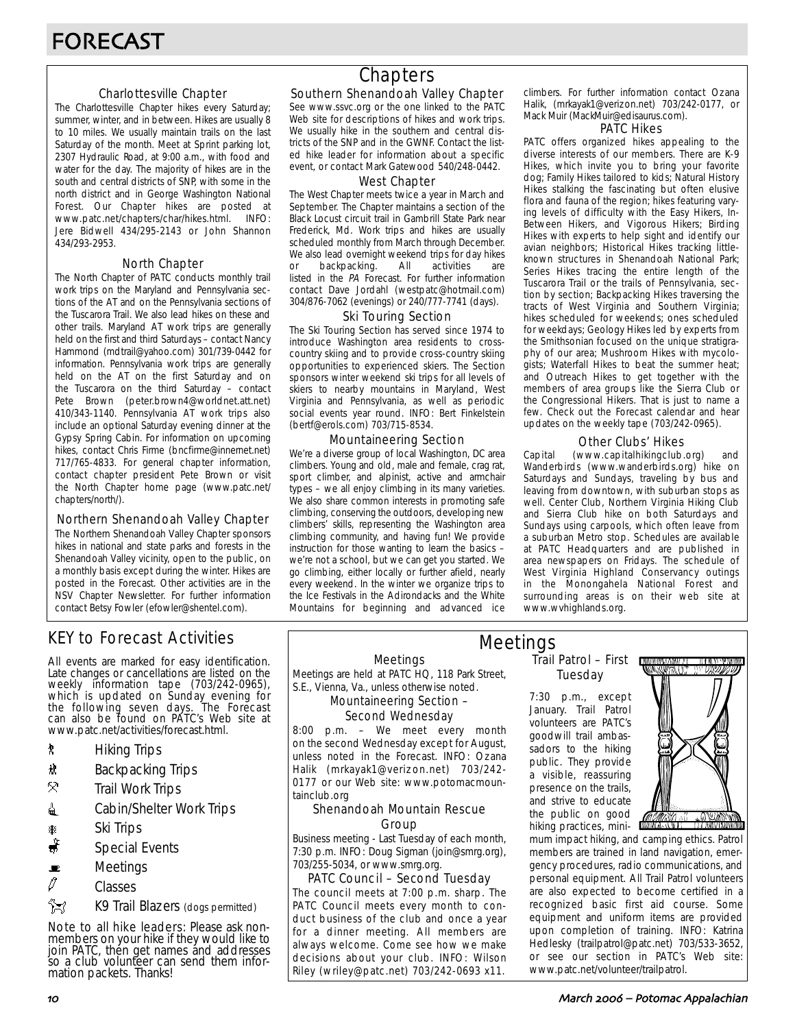# FORECAST

## Chapters

### Charlottesville Chapter

The Charlottesville Chapter hikes every Saturday; summer, winter, and in between. Hikes are usually 8 to 10 miles. We usually maintain trails on the last Saturday of the month. Meet at Sprint parking lot, 2307 Hydraulic Road, at 9:00 a.m., with food and water for the day. The majority of hikes are in the south and central districts of SNP, with some in the north district and in George Washington National Forest. Our Chapter hikes are posted at www.patc.net/chapters/char/hikes.html. INFO: Jere Bidwell 434/295-2143 or John Shannon 434/293-2953.

### North Chapter

The North Chapter of PATC conducts monthly trail work trips on the Maryland and Pennsylvania sections of the AT and on the Pennsylvania sections of the Tuscarora Trail. We also lead hikes on these and other trails. Maryland AT work trips are generally held on the first and third Saturdays – contact Nancy Hammond (mdtrail@yahoo.com) 301/739-0442 for information. Pennsylvania work trips are generally held on the AT on the first Saturday and on the Tuscarora on the third Saturday – contact Pete Brown (peter.brown4@worldnet.att.net) 410/343-1140. Pennsylvania AT work trips also include an optional Saturday evening dinner at the Gypsy Spring Cabin. For information on upcoming hikes, contact Chris Firme (bncfirme@innernet.net) 717/765-4833. For general chapter information, contact chapter president Pete Brown or visit the North Chapter home page (www.patc.net/chapters/north/).

### Northern Shenandoah Valley Chapter

The Northern Shenandoah Valley Chapter sponsors hikes in national and state parks and forests in the Shenandoah Valley vicinity, open to the public, on a monthly basis except during the winter. Hikes are posted in the Forecast. Other activities are in the NSV Chapter Newsletter. For further information contact Betsy Fowler (efowler@shentel.com).

### Southern Shenandoah Valley Chapter

See www.ssvc.org or the one linked to the PATC Web site for descriptions of hikes and work trips. We usually hike in the southern and central districts of the SNP and in the GWNF. Contact the listed hike leader for information about a specific event, or contact Mark Gatewood 540/248-0442.

### West Chapter

The West Chapter meets twice a year in March and September. The Chapter maintains a section of the Black Locust circuit trail in Gambrill State Park near Frederick, Md. Work trips and hikes are usually scheduled monthly from March through December. We also lead overnight weekend trips for day hikes or backpacking. All activities are listed in the *PA* Forecast. For further information contact Dave Jordahl (westpatc@hotmail.com) 304/876-7062 (evenings) or 240/777-7741 (days).

### Ski Touring Section

The Ski Touring Section has served since 1974 to introduce Washington area residents to cross-country skiing and to provide cross-country skiing opportunities to experienced skiers. The Section sponsors winter weekend ski trips for all levels of skiers to nearby mountains in Maryland, West Virginia and Pennsylvania, as well as periodic social events year round. INFO: Bert Finkelstein (bertf@erols.com) 703/715-8534.

### Mountaineering Section

We're a diverse group of local Washington, DC area climbers. Young and old, male and female, crag rat, sport climber, and alpinist, active and armchair types – we all enjoy climbing in its many varieties. We also share common interests in promoting safe climbing, conserving the outdoors, developing new climbers' skills, representing the Washington area climbing community, and having fun! We provide instruction for those wanting to learn the basics – we're not a school, but we can get you started. We go climbing, either locally or further afield, nearly every weekend. In the winter we organize trips to the Ice Festivals in the Adirondacks and the White Mountains for beginning and advanced ice climbers. For further information contact Ozana Halik, (mrkayak1@verizon.net) 703/242-0177, or Mack Muir (MackMuir@edisaurus.com).

### PATC Hikes

PATC offers organized hikes appealing to the diverse interests of our members. There are K-9 Hikes, which invite you to bring your favorite dog; Family Hikes tailored to kids; Natural History Hikes stalking the fascinating but often elusive flora and fauna of the region; hikes featuring varying levels of difficulty with the Easy Hikers, In-Between Hikers, and Vigorous Hikers; Birding Hikes with experts to help sight and identify our avian neighbors; Historical Hikes tracking little-known structures in Shenandoah National Park; Series Hikes tracing the entire length of the Tuscarora Trail or the trails of Pennsylvania, section by section; Backpacking Hikes traversing the tracts of West Virginia and Southern Virginia; hikes scheduled for weekends; ones scheduled for weekdays; Geology Hikes led by experts from the Smithsonian focused on the unique stratigraphy of our area; Mushroom Hikes with mycologists; Waterfall Hikes to beat the summer heat; and Outreach Hikes to get together with the members of area groups like the Sierra Club or the Congressional Hikers. That is just to name a few. Check out the Forecast calendar and hear updates on the weekly tape (703/242-0965).

### Other Clubs' Hikes

Capital (www.capitalhikingclub.org) and Wanderbirds (www.wanderbirds.org) hike on Saturdays and Sundays, traveling by bus and leaving from downtown, with suburban stops as well. Center Club, Northern Virginia Hiking Club and Sierra Club hike on both Saturdays and Sundays using carpools, which often leave from a suburban Metro stop. Schedules are available at PATC Headquarters and are published in area newspapers on Fridays. The schedule of West Virginia Highland Conservancy outings in the Monongahela National Forest and surrounding areas is on their web site at www.wvhighlands.org.

## KEY to Forecast Activities

All events are marked for easy identification. Late changes or cancellations are listed on the weekly information tape (703/242-0965), which is updated on Sunday evening for the following seven days. The Forecast can also be found on PATC's Web site at www.patc.net/activities/forecast.html.

- Hiking Trips
- Backpacking Trips
- Trail Work Trips
- Cabin/Shelter Work Trips
- Ski Trips
- Special Events
- Meetings
- Classes
- K9 Trail Blazers (dogs permitted)

Note to all hike leaders: Please ask non-members on your hike if they would like to join PATC, then get names and addresses so a club volunteer can send them information packets. Thanks!

## Meetings

### Meetings

Meetings are held at PATC HQ, 118 Park Street, S.E., Vienna, Va., unless otherwise noted.

### Mountaineering Section – Second Wednesday

8:00 p.m. – We meet every month on the second Wednesday except for August, unless noted in the Forecast. INFO: Ozana Halik (mrkayak1@verizon.net) 703/242-0177 or our Web site: www.potomacmountainclub.org

### Shenandoah Mountain Rescue Group

Business meeting - Last Tuesday of each month, 7:30 p.m. INFO: Doug Sigman (join@smrg.org), 703/255-5034, or www.smrg.org.

### PATC Council – Second Tuesday

The council meets at 7:00 p.m. sharp. The PATC Council meets every month to conduct business of the club and once a year for a dinner meeting. All members are always welcome. Come see how we make decisions about your club. INFO: Wilson Riley (wriley@patc.net) 703/242-0693 x11.

### Trail Patrol – First Tuesday

7:30 p.m., except January. Trail Patrol volunteers are PATC's goodwill trail ambassadors to the hiking public. They provide a visible, reassuring presence on the trails, and strive to educate the public on good hiking practices, minimum impact hiking, and camping ethics. Patrol members are trained in land navigation, emergency procedures, radio communications, and personal equipment. All Trail Patrol volunteers are also expected to become certified in a recognized basic first aid course. Some equipment and uniform items are provided upon completion of training. INFO: Katrina Hedlesky (trailpatrol@patc.net) 703/533-3652, or see our section in PATC's Web site: www.patc.net/volunteer/trailpatrol.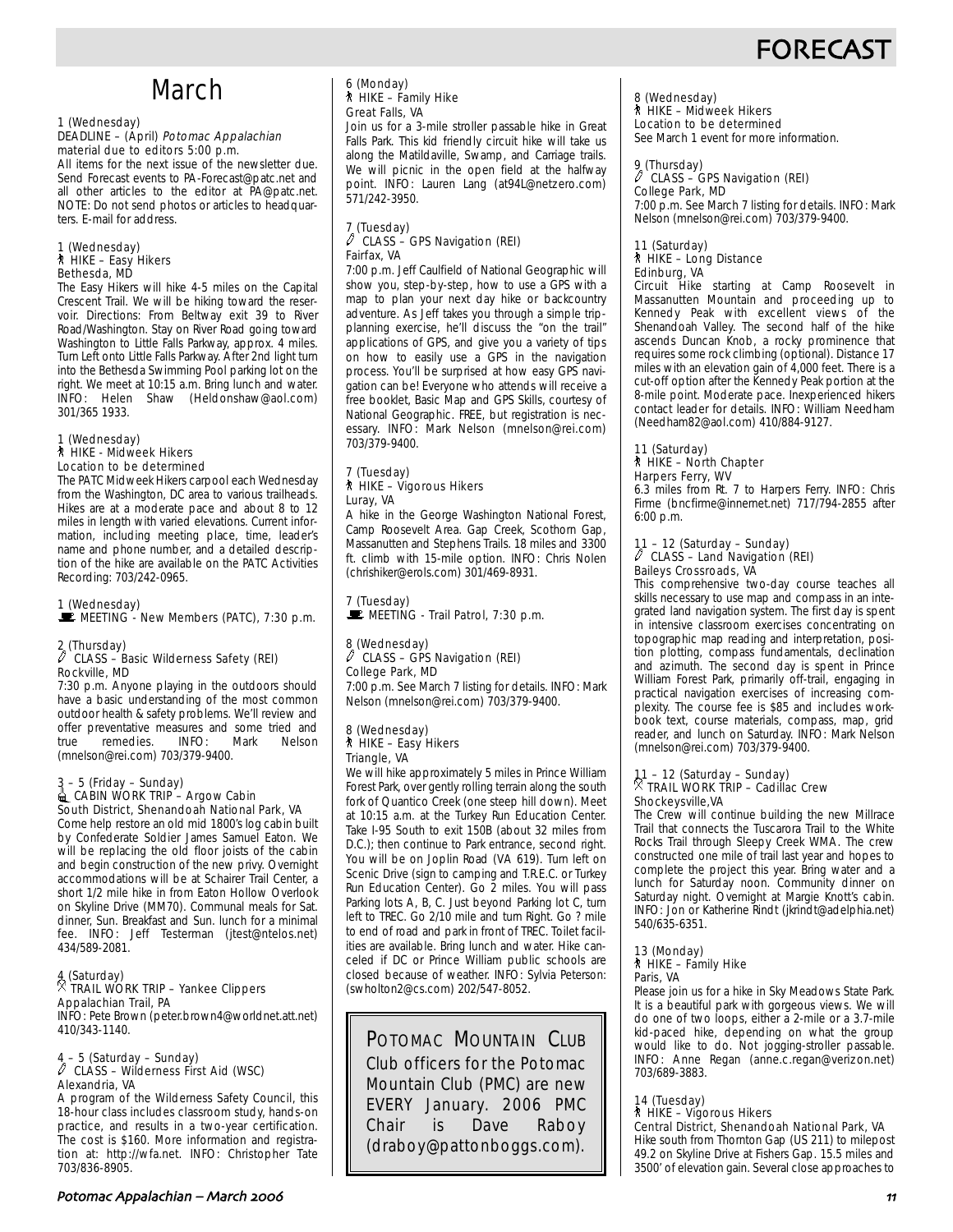# FORECAST

## March

1 (Wednesday)
DEADLINE – (April) *Potomac Appalachian* material due to editors 5:00 p.m.
All items for the next issue of the newsletter due. Send Forecast events to PA-Forecast@patc.net and all other articles to the editor at PA@patc.net. NOTE: Do not send photos or articles to headquarters. E-mail for address.

1 (Wednesday)
HIKE – Easy Hikers
Bethesda, MD
The Easy Hikers will hike 4-5 miles on the Capital Crescent Trail. We will be hiking toward the reservoir. Directions: From Beltway exit 39 to River Road/Washington. Stay on River Road going toward Washington to Little Falls Parkway, approx. 4 miles. Turn Left onto Little Falls Parkway. After 2nd light turn into the Bethesda Swimming Pool parking lot on the right. We meet at 10:15 a.m. Bring lunch and water. INFO: Helen Shaw (Heldonshaw@aol.com) 301/365 1933.

1 (Wednesday)
HIKE - Midweek Hikers
Location to be determined
The PATC Midweek Hikers carpool each Wednesday from the Washington, DC area to various trailheads. Hikes are at a moderate pace and about 8 to 12 miles in length with varied elevations. Current information, including meeting place, time, leader's name and phone number, and a detailed description of the hike are available on the PATC Activities Recording: 703/242-0965.

1 (Wednesday)
MEETING - New Members (PATC), 7:30 p.m.

2 (Thursday)
CLASS – Basic Wilderness Safety (REI)
Rockville, MD
7:30 p.m. Anyone playing in the outdoors should have a basic understanding of the most common outdoor health & safety problems. We'll review and offer preventative measures and some tried and true remedies. INFO: Mark Nelson (mnelson@rei.com) 703/379-9400.

3 – 5 (Friday – Sunday)
CABIN WORK TRIP – Argow Cabin
South District, Shenandoah National Park, VA
Come help restore an old mid 1800's log cabin built by Confederate Soldier James Samuel Eaton. We will be replacing the old floor joists of the cabin and begin construction of the new privy. Overnight accommodations will be at Schairer Trail Center, a short 1/2 mile hike in from Eaton Hollow Overlook on Skyline Drive (MM70). Communal meals for Sat. dinner, Sun. Breakfast and Sun. lunch for a minimal fee. INFO: Jeff Testerman (jtest@ntelos.net) 434/589-2081.

4 (Saturday)
TRAIL WORK TRIP – Yankee Clippers
Appalachian Trail, PA
INFO: Pete Brown (peter.brown4@worldnet.att.net) 410/343-1140.

4 – 5 (Saturday – Sunday)
CLASS – Wilderness First Aid (WSC)
Alexandria, VA
A program of the Wilderness Safety Council, this 18-hour class includes classroom study, hands-on practice, and results in a two-year certification. The cost is $160. More information and registration at: http://wfa.net. INFO: Christopher Tate 703/836-8905.

6 (Monday)
HIKE – Family Hike
Great Falls, VA
Join us for a 3-mile stroller passable hike in Great Falls Park. This kid friendly circuit hike will take us along the Matildaville, Swamp, and Carriage trails. We will picnic in the open field at the halfway point. INFO: Lauren Lang (at94L@netzero.com) 571/242-3950.

7 (Tuesday)
CLASS – GPS Navigation (REI)
Fairfax, VA
7:00 p.m. Jeff Caulfield of National Geographic will show you, step-by-step, how to use a GPS with a map to plan your next day hike or backcountry adventure. As Jeff takes you through a simple trip-planning exercise, he'll discuss the "on the trail" applications of GPS, and give you a variety of tips on how to easily use a GPS in the navigation process. You'll be surprised at how easy GPS navigation can be! Everyone who attends will receive a free booklet, Basic Map and GPS Skills, courtesy of National Geographic. FREE, but registration is necessary. INFO: Mark Nelson (mnelson@rei.com) 703/379-9400.

7 (Tuesday)
HIKE – Vigorous Hikers
Luray, VA
A hike in the George Washington National Forest, Camp Roosevelt Area. Gap Creek, Scothorn Gap, Massanutten and Stephens Trails. 18 miles and 3300 ft. climb with 15-mile option. INFO: Chris Nolen (chrishiker@erols.com) 301/469-8931.

7 (Tuesday)
MEETING - Trail Patrol, 7:30 p.m.

8 (Wednesday)
CLASS – GPS Navigation (REI)
College Park, MD
7:00 p.m. See March 7 listing for details. INFO: Mark Nelson (mnelson@rei.com) 703/379-9400.

8 (Wednesday)
HIKE – Easy Hikers
Triangle, VA
We will hike approximately 5 miles in Prince William Forest Park, over gently rolling terrain along the south fork of Quantico Creek (one steep hill down). Meet at 10:15 a.m. at the Turkey Run Education Center. Take I-95 South to exit 150B (about 32 miles from D.C.); then continue to Park entrance, second right. You will be on Joplin Road (VA 619). Turn left on Scenic Drive (sign to camping and T.R.E.C. or Turkey Run Education Center). Go 2 miles. You will pass Parking lots A, B, C. Just beyond Parking lot C, turn left to TREC. Go 2/10 mile and turn Right. Go ? mile to end of road and park in front of TREC. Toilet facilities are available. Bring lunch and water. Hike canceled if DC or Prince William public schools are closed because of weather. INFO: Sylvia Peterson: (swholton2@cs.com) 202/547-8052.

> **POTOMAC MOUNTAIN CLUB**
> Club officers for the Potomac Mountain Club (PMC) are new EVERY January. 2006 PMC Chair is Dave Raboy (draboy@pattonboggs.com).

8 (Wednesday)
HIKE – Midweek Hikers
Location to be determined
See March 1 event for more information.

9 (Thursday)
CLASS – GPS Navigation (REI)
College Park, MD
7:00 p.m. See March 7 listing for details. INFO: Mark Nelson (mnelson@rei.com) 703/379-9400.

11 (Saturday)
HIKE – Long Distance
Edinburg, VA
Circuit Hike starting at Camp Roosevelt in Massanutten Mountain and proceeding up to Kennedy Peak with excellent views of the Shenandoah Valley. The second half of the hike ascends Duncan Knob, a rocky prominence that requires some rock climbing (optional). Distance 17 miles with an elevation gain of 4,000 feet. There is a cut-off option after the Kennedy Peak portion at the 8-mile point. Moderate pace. Inexperienced hikers contact leader for details. INFO: William Needham (Needham82@aol.com) 410/884-9127.

11 (Saturday)
HIKE – North Chapter
Harpers Ferry, WV
6.3 miles from Rt. 7 to Harpers Ferry. INFO: Chris Firme (bncfirme@innernet.net) 717/794-2855 after 6:00 p.m.

11 – 12 (Saturday – Sunday)
CLASS – Land Navigation (REI)
Baileys Crossroads, VA
This comprehensive two-day course teaches all skills necessary to use map and compass in an integrated land navigation system. The first day is spent in intensive classroom exercises concentrating on topographic map reading and interpretation, position plotting, compass fundamentals, declination and azimuth. The second day is spent in Prince William Forest Park, primarily off-trail, engaging in practical navigation exercises of increasing complexity. The course fee is $85 and includes workbook text, course materials, compass, map, grid reader, and lunch on Saturday. INFO: Mark Nelson (mnelson@rei.com) 703/379-9400.

11 – 12 (Saturday – Sunday)
TRAIL WORK TRIP – Cadillac Crew
Shockeysville,VA
The Crew will continue building the new Millrace Trail that connects the Tuscarora Trail to the White Rocks Trail through Sleepy Creek WMA. The crew constructed one mile of trail last year and hopes to complete the project this year. Bring water and a lunch for Saturday noon. Community dinner on Saturday night. Overnight at Margie Knott's cabin. INFO: Jon or Katherine Rindt (jkrindt@adelphia.net) 540/635-6351.

13 (Monday)
HIKE – Family Hike
Paris, VA
Please join us for a hike in Sky Meadows State Park. It is a beautiful park with gorgeous views. We will do one of two loops, either a 2-mile or a 3.7-mile kid-paced hike, depending on what the group would like to do. Not jogging-stroller passable. INFO: Anne Regan (anne.c.regan@verizon.net) 703/689-3883.

14 (Tuesday)
HIKE – Vigorous Hikers
Central District, Shenandoah National Park, VA
Hike south from Thornton Gap (US 211) to milepost 49.2 on Skyline Drive at Fishers Gap. 15.5 miles and 3500' of elevation gain. Several close approaches to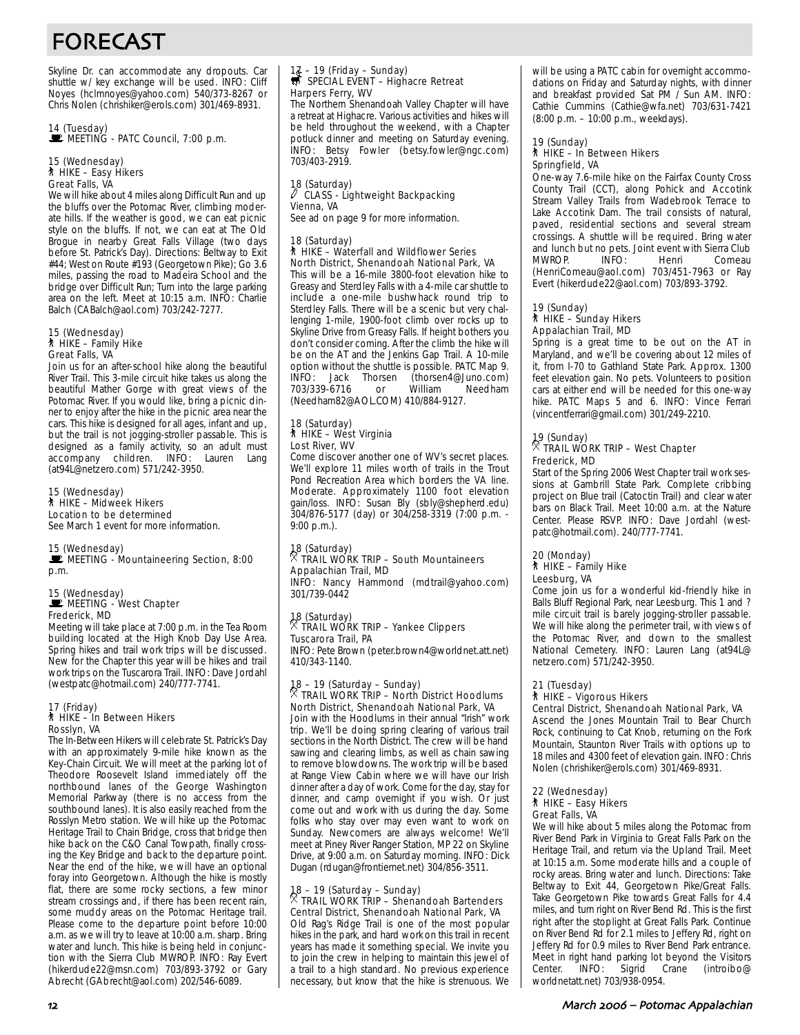# FORECAST

Skyline Dr. can accommodate any dropouts. Car shuttle w/ key exchange will be used. INFO: Cliff Noyes (hclmnoyes@yahoo.com) 540/373-8267 or Chris Nolen (chrishiker@erols.com) 301/469-8931.

14 (Tuesday)
MEETING - PATC Council, 7:00 p.m.

15 (Wednesday)
HIKE – Easy Hikers
Great Falls, VA
We will hike about 4 miles along Difficult Run and up the bluffs over the Potomac River, climbing moderate hills. If the weather is good, we can eat picnic style on the bluffs. If not, we can eat at The Old Brogue in nearby Great Falls Village (two days before St. Patrick's Day). Directions: Beltway to Exit #44; West on Route #193 (Georgetown Pike); Go 3.6 miles, passing the road to Madeira School and the bridge over Difficult Run; Turn into the large parking area on the left. Meet at 10:15 a.m. INFO: Charlie Balch (CABalch@aol.com) 703/242-7277.

15 (Wednesday)
HIKE – Family Hike
Great Falls, VA
Join us for an after-school hike along the beautiful River Trail. This 3-mile circuit hike takes us along the beautiful Mather Gorge with great views of the Potomac River. If you would like, bring a picnic dinner to enjoy after the hike in the picnic area near the cars. This hike is designed for all ages, infant and up, but the trail is not jogging-stroller passable. This is designed as a family activity, so an adult must accompany children. INFO: Lauren Lang (at94L@netzero.com) 571/242-3950.

15 (Wednesday)
HIKE – Midweek Hikers
Location to be determined
See March 1 event for more information.

15 (Wednesday)
MEETING - Mountaineering Section, 8:00 p.m.

15 (Wednesday)
MEETING - West Chapter
Frederick, MD
Meeting will take place at 7:00 p.m. in the Tea Room building located at the High Knob Day Use Area. Spring hikes and trail work trips will be discussed. New for the Chapter this year will be hikes and trail work trips on the Tuscarora Trail. INFO: Dave Jordahl (westpatc@hotmail.com) 240/777-7741.

17 (Friday)
HIKE – In Between Hikers
Rosslyn, VA
The In-Between Hikers will celebrate St. Patrick's Day with an approximately 9-mile hike known as the Key-Chain Circuit. We will meet at the parking lot of Theodore Roosevelt Island immediately off the northbound lanes of the George Washington Memorial Parkway (there is no access from the southbound lanes). It is also easily reached from the Rosslyn Metro station. We will hike up the Potomac Heritage Trail to Chain Bridge, cross that bridge then hike back on the C&O Canal Towpath, finally crossing the Key Bridge and back to the departure point. Near the end of the hike, we will have an optional foray into Georgetown. Although the hike is mostly flat, there are some rocky sections, a few minor stream crossings and, if there has been recent rain, some muddy areas on the Potomac Heritage trail. Please come to the departure point before 10:00 a.m. as we will try to leave at 10:00 a.m. sharp. Bring water and lunch. This hike is being held in conjunction with the Sierra Club MWROP. INFO: Ray Evert (hikerdude22@msn.com) 703/893-3792 or Gary Abrecht (GAbrecht@aol.com) 202/546-6089.

17 – 19 (Friday – Sunday)
SPECIAL EVENT – Highacre Retreat
Harpers Ferry, WV
The Northern Shenandoah Valley Chapter will have a retreat at Highacre. Various activities and hikes will be held throughout the weekend, with a Chapter potluck dinner and meeting on Saturday evening. INFO: Betsy Fowler (betsy.fowler@ngc.com) 703/403-2919.

18 (Saturday)
CLASS - Lightweight Backpacking
Vienna, VA
See ad on page 9 for more information.

18 (Saturday)
HIKE – Waterfall and Wildflower Series
North District, Shenandoah National Park, VA
This will be a 16-mile 3800-foot elevation hike to Greasy and Sterdley Falls with a 4-mile car shuttle to include a one-mile bushwhack round trip to Sterdley Falls. There will be a scenic but very challenging 1-mile, 1900-foot climb over rocks up to Skyline Drive from Greasy Falls. If height bothers you don't consider coming. After the climb the hike will be on the AT and the Jenkins Gap Trail. A 10-mile option without the shuttle is possible. PATC Map 9. INFO: Jack Thorsen (thorsen4@Juno.com) 703/339-6716 or William Needham (Needham82@AOL.COM) 410/884-9127.

18 (Saturday)
HIKE – West Virginia
Lost River, WV
Come discover another one of WV's secret places. We'll explore 11 miles worth of trails in the Trout Pond Recreation Area which borders the VA line. Moderate. Approximately 1100 foot elevation gain/loss. INFO: Susan Bly (sbly@shepherd.edu) 304/876-5177 (day) or 304/258-3319 (7:00 p.m. - 9:00 p.m.).

18 (Saturday)
TRAIL WORK TRIP – South Mountaineers
Appalachian Trail, MD
INFO: Nancy Hammond (mdtrail@yahoo.com) 301/739-0442

18 (Saturday)
TRAIL WORK TRIP – Yankee Clippers
Tuscarora Trail, PA
INFO: Pete Brown (peter.brown4@worldnet.att.net) 410/343-1140.

18 – 19 (Saturday – Sunday)
TRAIL WORK TRIP – North District Hoodlums
North District, Shenandoah National Park, VA
Join with the Hoodlums in their annual "Irish" work trip. We'll be doing spring clearing of various trail sections in the North District. The crew will be hand sawing and clearing limbs, as well as chain sawing to remove blowdowns. The work trip will be based at Range View Cabin where we will have our Irish dinner after a day of work. Come for the day, stay for dinner, and camp overnight if you wish. Or just come out and work with us during the day. Some folks who stay over may even want to work on Sunday. Newcomers are always welcome! We'll meet at Piney River Ranger Station, MP 22 on Skyline Drive, at 9:00 a.m. on Saturday morning. INFO: Dick Dugan (rdugan@frontiernet.net) 304/856-3511.

18 – 19 (Saturday – Sunday)
TRAIL WORK TRIP – Shenandoah Bartenders
Central District, Shenandoah National Park, VA
Old Rag's Ridge Trail is one of the most popular hikes in the park, and hard work on this trail in recent years has made it something special. We invite you to join the crew in helping to maintain this jewel of a trail to a high standard. No previous experience necessary, but know that the hike is strenuous. We will be using a PATC cabin for overnight accommodations on Friday and Saturday nights, with dinner and breakfast provided Sat PM / Sun AM. INFO: Cathie Cummins (Cathie@wfa.net) 703/631-7421 (8:00 p.m. – 10:00 p.m., weekdays).

19 (Sunday)
HIKE – In Between Hikers
Springfield, VA
One-way 7.6-mile hike on the Fairfax County Cross County Trail (CCT), along Pohick and Accotink Stream Valley Trails from Wadebrook Terrace to Lake Accotink Dam. The trail consists of natural, paved, residential sections and several stream crossings. A shuttle will be required. Bring water and lunch but no pets. Joint event with Sierra Club MWROP. INFO: Henri Comeau (HenriComeau@aol.com) 703/451-7963 or Ray Evert (hikerdude22@aol.com) 703/893-3792.

19 (Sunday)
HIKE – Sunday Hikers
Appalachian Trail, MD
Spring is a great time to be out on the AT in Maryland, and we'll be covering about 12 miles of it, from I-70 to Gathland State Park. Approx. 1300 feet elevation gain. No pets. Volunteers to position cars at either end will be needed for this one-way hike. PATC Maps 5 and 6. INFO: Vince Ferrari (vincentferrari@gmail.com) 301/249-2210.

19 (Sunday)
TRAIL WORK TRIP – West Chapter
Frederick, MD
Start of the Spring 2006 West Chapter trail work sessions at Gambrill State Park. Complete cribbing project on Blue trail (Catoctin Trail) and clear water bars on Black Trail. Meet 10:00 a.m. at the Nature Center. Please RSVP. INFO: Dave Jordahl (westpatc@hotmail.com). 240/777-7741.

20 (Monday)
HIKE – Family Hike
Leesburg, VA
Come join us for a wonderful kid-friendly hike in Balls Bluff Regional Park, near Leesburg. This 1 and ? mile circuit trail is barely jogging-stroller passable. We will hike along the perimeter trail, with views of the Potomac River, and down to the smallest National Cemetery. INFO: Lauren Lang (at94L@netzero.com) 571/242-3950.

21 (Tuesday)
HIKE – Vigorous Hikers
Central District, Shenandoah National Park, VA
Ascend the Jones Mountain Trail to Bear Church Rock, continuing to Cat Knob, returning on the Fork Mountain, Staunton River Trails with options up to 18 miles and 4300 feet of elevation gain. INFO: Chris Nolen (chrishiker@erols.com) 301/469-8931.

22 (Wednesday)
HIKE – Easy Hikers
Great Falls, VA
We will hike about 5 miles along the Potomac from River Bend Park in Virginia to Great Falls Park on the Heritage Trail, and return via the Upland Trail. Meet at 10:15 a.m. Some moderate hills and a couple of rocky areas. Bring water and lunch. Directions: Take Beltway to Exit 44, Georgetown Pike/Great Falls. Take Georgetown Pike towards Great Falls for 4.4 miles, and turn right on River Bend Rd. This is the first right after the stoplight at Great Falls Park. Continue on River Bend Rd for 2.1 miles to Jeffery Rd, right on Jeffery Rd for 0.9 miles to River Bend Park entrance. Meet in right hand parking lot beyond the Visitors Center. INFO: Sigrid Crane (introibo@worldnetatt.net) 703/938-0954.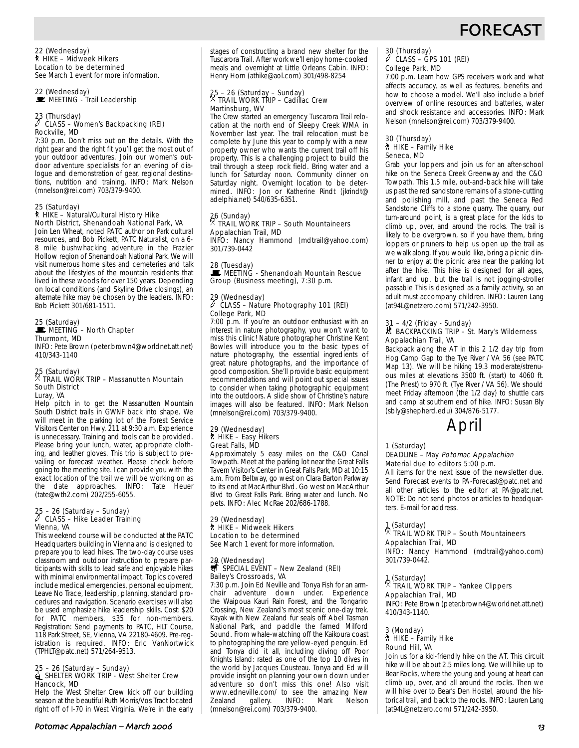22 (Wednesday)
HIKE – Midweek Hikers
Location to be determined
See March 1 event for more information.

22 (Wednesday)
MEETING - Trail Leadership

23 (Thursday)
CLASS – Women's Backpacking (REI)
Rockville, MD
7:30 p.m. Don't miss out on the details. With the right gear and the right fit you'll get the most out of your outdoor adventures. Join our women's outdoor adventure specialists for an evening of dialogue and demonstration of gear, regional destinations, nutrition and training. INFO: Mark Nelson (mnelson@rei.com) 703/379-9400.

25 (Saturday)
HIKE – Natural/Cultural History Hike
North District, Shenandoah National Park, VA
Join Len Wheat, noted PATC author on Park cultural resources, and Bob Pickett, PATC Naturalist, on a 6-8 mile bushwhacking adventure in the Frazier Hollow region of Shenandoah National Park. We will visit numerous home sites and cemeteries and talk about the lifestyles of the mountain residents that lived in these woods for over 150 years. Depending on local conditions (and Skyline Drive closings), an alternate hike may be chosen by the leaders. INFO: Bob Pickett 301/681-1511.

25 (Saturday)
MEETING – North Chapter
Thurmont, MD
INFO: Pete Brown (peter.brown4@worldnet.att.net) 410/343-1140

25 (Saturday)
TRAIL WORK TRIP – Massanutten Mountain South District
Luray, VA
Help pitch in to get the Massanutten Mountain South District trails in GWNF back into shape. We will meet in the parking lot of the Forest Service Visitors Center on Hwy. 211 at 9:30 a.m. Experience is unnecessary. Training and tools can be provided. Please bring your lunch, water, appropriate clothing, and leather gloves. This trip is subject to prevailing or forecast weather. Please check before going to the meeting site. I can provide you with the exact location of the trail we will be working on as the date approaches. INFO: Tate Heuer (tate@wth2.com) 202/255-6055.

25 – 26 (Saturday – Sunday)
CLASS – Hike Leader Training
Vienna, VA
This weekend course will be conducted at the PATC Headquarters building in Vienna and is designed to prepare you to lead hikes. The two-day course uses classroom and outdoor instruction to prepare participants with skills to lead safe and enjoyable hikes with minimal environmental impact. Topics covered include medical emergencies, personal equipment, Leave No Trace, leadership, planning, standard procedures and navigation. Scenario exercises will also be used emphasize hike leadership skills. Cost: $20 for PATC members, $35 for non-members. Registration: Send payments to PATC, HLT Course, 118 Park Street, SE, Vienna, VA 22180-4609. Pre-registration is required. INFO: Eric VanNortwick (TPHLT@patc.net) 571/264-9513.

25 – 26 (Saturday – Sunday)
SHELTER WORK TRIP - West Shelter Crew
Hancock, MD
Help the West Shelter Crew kick off our building season at the beautiful Ruth Morris/Vos Tract located right off of I-70 in West Virginia. We're in the early stages of constructing a brand new shelter for the Tuscarora Trail. After work we'll enjoy home-cooked meals and overnight at Little Orleans Cabin. INFO: Henry Horn (athike@aol.com) 301/498-8254

25 – 26 (Saturday – Sunday)
TRAIL WORK TRIP – Cadillac Crew
Martinsburg, WV
The Crew started an emergency Tuscarora Trail relocation at the north end of Sleepy Creek WMA in November last year. The trail relocation must be complete by June this year to comply with a new property owner who wants the current trail off his property. This is a challenging project to build the trail through a steep rock field. Bring water and a lunch for Saturday noon. Community dinner on Saturday night. Overnight location to be determined. INFO: Jon or Katherine Rindt (jkrindt@adelphia.net) 540/635-6351.

26 (Sunday)
TRAIL WORK TRIP – South Mountaineers
Appalachian Trail, MD
INFO: Nancy Hammond (mdtrail@yahoo.com) 301/739-0442

28 (Tuesday)
MEETING - Shenandoah Mountain Rescue Group (Business meeting), 7:30 p.m.

29 (Wednesday)
CLASS – Nature Photography 101 (REI)
College Park, MD
7:00 p.m. If you're an outdoor enthusiast with an interest in nature photography, you won't want to miss this clinic! Nature photographer Christine Kent Bowles will introduce you to the basic types of nature photography, the essential ingredients of great nature photographs, and the importance of good composition. She'll provide basic equipment recommendations and will point out special issues to consider when taking photographic equipment into the outdoors. A slide show of Christine's nature images will also be featured. INFO: Mark Nelson (mnelson@rei.com) 703/379-9400.

29 (Wednesday)
HIKE – Easy Hikers
Great Falls, MD
Approximately 5 easy miles on the C&O Canal Towpath. Meet at the parking lot near the Great Falls Tavern Visitor's Center in Great Falls Park, MD at 10:15 a.m. From Beltway, go west on Clara Barton Parkway to its end at MacArthur Blvd. Go west on MacArthur Blvd to Great Falls Park. Bring water and lunch. No pets. INFO: Alec McRae 202/686-1788.

29 (Wednesday)
HIKE – Midweek Hikers
Location to be determined
See March 1 event for more information.

29 (Wednesday)
SPECIAL EVENT – New Zealand (REI)
Bailey's Crossroads, VA
7:30 p.m. Join Ed Neville and Tonya Fish for an armchair adventure down under. Experience the Waipoua Kauri Rain Forest, and the Tongariro Crossing, New Zealand's most scenic one-day trek. Kayak with New Zealand fur seals off Abel Tasman National Park, and paddle the famed Milford Sound. From whale-watching off the Kaikoura coast to photographing the rare yellow-eyed penguin. Ed and Tonya did it all, including diving off Poor Knights Island: rated as one of the top 10 dives in the world by Jacques Cousteau. Tonya and Ed will provide insight on planning your own down under adventure so don't miss this one! Also visit www.edneville.com/ to see the amazing New Zealand gallery. INFO: Mark Nelson (mnelson@rei.com) 703/379-9400.

30 (Thursday)
CLASS – GPS 101 (REI)
College Park, MD
7:00 p.m. Learn how GPS receivers work and what affects accuracy, as well as features, benefits and how to choose a model. We'll also include a brief overview of online resources and batteries, water and shock resistance and accessories. INFO: Mark Nelson (mnelson@rei.com) 703/379-9400.

30 (Thursday)
HIKE – Family Hike
Seneca, MD
Grab your loppers and join us for an after-school hike on the Seneca Creek Greenway and the C&O Towpath. This 1.5 mile, out-and-back hike will take us past the red sandstone remains of a stone-cutting and polishing mill, and past the Seneca Red Sandstone Cliffs to a stone quarry. The quarry, our turn-around point, is a great place for the kids to climb up, over, and around the rocks. The trail is likely to be overgrown, so if you have them, bring loppers or pruners to help us open up the trail as we walk along. If you would like, bring a picnic dinner to enjoy at the picnic area near the parking lot after the hike. This hike is designed for all ages, infant and up, but the trail is not jogging-stroller passable This is designed as a family activity, so an adult must accompany children. INFO: Lauren Lang (at94L@netzero.com) 571/242-3950.

31 – 4/2 (Friday - Sunday)
BACKPACKING TRIP – St. Mary's Wilderness
Appalachian Trail, VA
Backpack along the AT in this 2 1/2 day trip from Hog Camp Gap to the Tye River / VA 56 (see PATC Map 13). We will be hiking 19.3 moderate/strenuous miles at elevations 3500 ft. (start) to 4060 ft. (The Priest) to 970 ft. (Tye River / VA 56). We should meet Friday afternoon (the 1/2 day) to shuttle cars and camp at southern end of hike. INFO: Susan Bly (sbly@shepherd.edu) 304/876-5177.

# April

1 (Saturday)
DEADLINE – May *Potomac Appalachian*
Material due to editors 5:00 p.m.
All items for the next issue of the newsletter due. Send Forecast events to PA-Forecast@patc.net and all other articles to the editor at PA@patc.net. NOTE: Do not send photos or articles to headquarters. E-mail for address.

1 (Saturday)
TRAIL WORK TRIP – South Mountaineers
Appalachian Trail, MD
INFO: Nancy Hammond (mdtrail@yahoo.com) 301/739-0442.

1 (Saturday)
TRAIL WORK TRIP – Yankee Clippers
Appalachian Trail, MD
INFO: Pete Brown (peter.brown4@worldnet.att.net) 410/343-1140.

3 (Monday)
HIKE – Family Hike
Round Hill, VA
Join us for a kid-friendly hike on the AT. This circuit hike will be about 2.5 miles long. We will hike up to Bear Rocks, where the young and young at heart can climb up, over, and all around the rocks. Then we will hike over to Bear's Den Hostel, around the historical trail, and back to the rocks. INFO: Lauren Lang (at94L@netzero.com) 571/242-3950.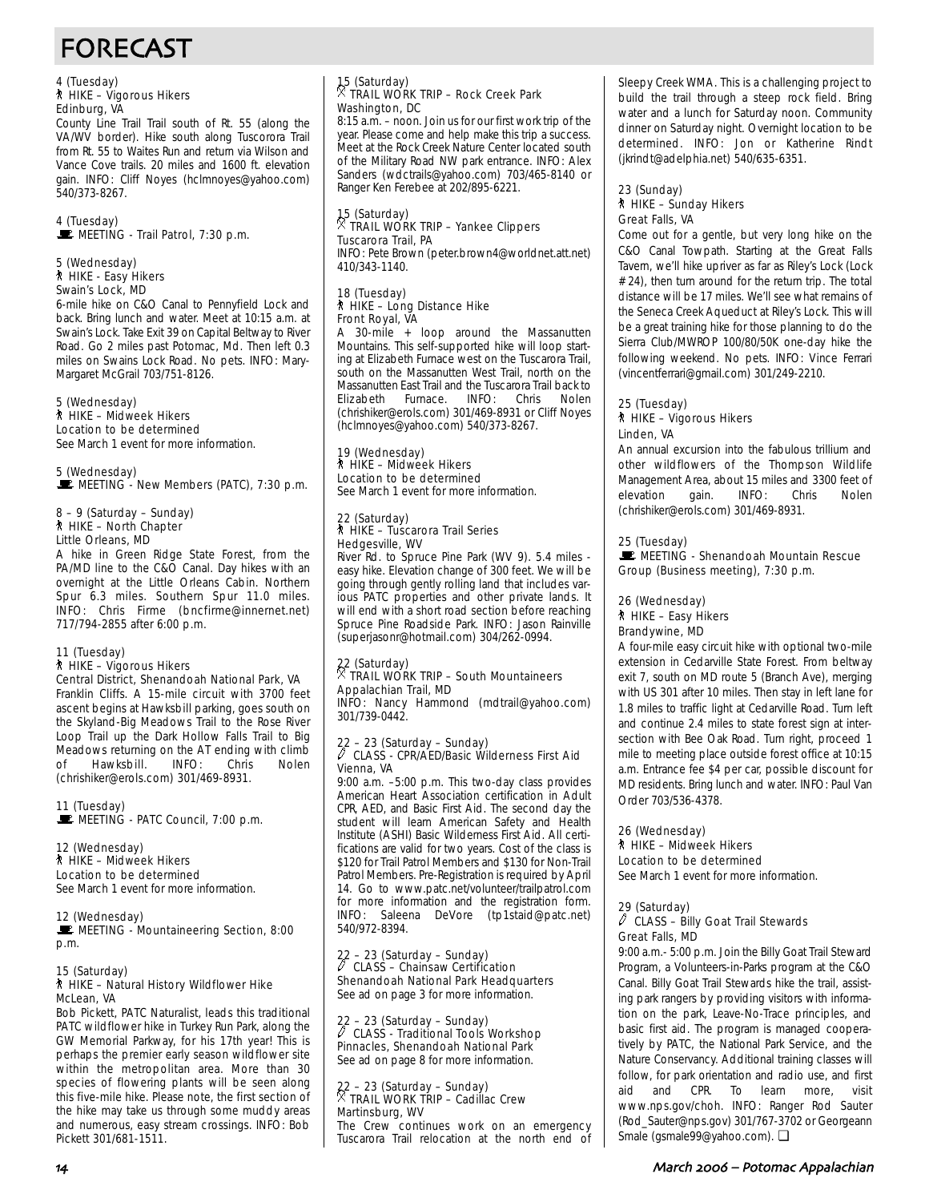# FORECAST

4 (Tuesday)
HIKE – Vigorous Hikers
Edinburg, VA
County Line Trail Trail south of Rt. 55 (along the VA/WV border). Hike south along Tuscorora Trail from Rt. 55 to Waites Run and return via Wilson and Vance Cove trails. 20 miles and 1600 ft. elevation gain. INFO: Cliff Noyes (hclmnoyes@yahoo.com) 540/373-8267.

4 (Tuesday)
MEETING - Trail Patrol, 7:30 p.m.

5 (Wednesday)
HIKE - Easy Hikers
Swain's Lock, MD
6-mile hike on C&O Canal to Pennyfield Lock and back. Bring lunch and water. Meet at 10:15 a.m. at Swain's Lock. Take Exit 39 on Capital Beltway to River Road. Go 2 miles past Potomac, Md. Then left 0.3 miles on Swains Lock Road. No pets. INFO: Mary-Margaret McGrail 703/751-8126.

5 (Wednesday)
HIKE – Midweek Hikers
Location to be determined
See March 1 event for more information.

5 (Wednesday)
MEETING - New Members (PATC), 7:30 p.m.

8 – 9 (Saturday – Sunday)
HIKE – North Chapter
Little Orleans, MD
A hike in Green Ridge State Forest, from the PA/MD line to the C&O Canal. Day hikes with an overnight at the Little Orleans Cabin. Northern Spur 6.3 miles. Southern Spur 11.0 miles. INFO: Chris Firme (bncfirme@innernet.net) 717/794-2855 after 6:00 p.m.

11 (Tuesday)
HIKE – Vigorous Hikers
Central District, Shenandoah National Park, VA
Franklin Cliffs. A 15-mile circuit with 3700 feet ascent begins at Hawksbill parking, goes south on the Skyland-Big Meadows Trail to the Rose River Loop Trail up the Dark Hollow Falls Trail to Big Meadows returning on the AT ending with climb of Hawksbill. INFO: Chris Nolen (chrishiker@erols.com) 301/469-8931.

11 (Tuesday)
MEETING - PATC Council, 7:00 p.m.

12 (Wednesday)
HIKE – Midweek Hikers
Location to be determined
See March 1 event for more information.

12 (Wednesday)
MEETING - Mountaineering Section, 8:00 p.m.

15 (Saturday)
HIKE – Natural History Wildflower Hike
McLean, VA
Bob Pickett, PATC Naturalist, leads this traditional PATC wildflower hike in Turkey Run Park, along the GW Memorial Parkway, for his 17th year! This is perhaps the premier early season wildflower site within the metropolitan area. More than 30 species of flowering plants will be seen along this five-mile hike. Please note, the first section of the hike may take us through some muddy areas and numerous, easy stream crossings. INFO: Bob Pickett 301/681-1511.

15 (Saturday)
TRAIL WORK TRIP – Rock Creek Park
Washington, DC
8:15 a.m. – noon. Join us for our first work trip of the year. Please come and help make this trip a success. Meet at the Rock Creek Nature Center located south of the Military Road NW park entrance. INFO: Alex Sanders (wdctrails@yahoo.com) 703/465-8140 or Ranger Ken Ferebee at 202/895-6221.

15 (Saturday)
TRAIL WORK TRIP – Yankee Clippers
Tuscarora Trail, PA
INFO: Pete Brown (peter.brown4@worldnet.att.net) 410/343-1140.

18 (Tuesday)
HIKE – Long Distance Hike
Front Royal, VA
A 30-mile + loop around the Massanutten Mountains. This self-supported hike will loop starting at Elizabeth Furnace west on the Tuscarora Trail, south on the Massanutten West Trail, north on the Massanutten East Trail and the Tuscarora Trail back to Elizabeth Furnace. INFO: Chris Nolen (chrishiker@erols.com) 301/469-8931 or Cliff Noyes (hclmnoyes@yahoo.com) 540/373-8267.

19 (Wednesday)
HIKE – Midweek Hikers
Location to be determined
See March 1 event for more information.

22 (Saturday)
HIKE – Tuscarora Trail Series
Hedgesville, WV
River Rd. to Spruce Pine Park (WV 9). 5.4 miles - easy hike. Elevation change of 300 feet. We will be going through gently rolling land that includes various PATC properties and other private lands. It will end with a short road section before reaching Spruce Pine Roadside Park. INFO: Jason Rainville (superjasonr@hotmail.com) 304/262-0994.

22 (Saturday)
TRAIL WORK TRIP – South Mountaineers
Appalachian Trail, MD
INFO: Nancy Hammond (mdtrail@yahoo.com) 301/739-0442.

22 – 23 (Saturday – Sunday)
CLASS - CPR/AED/Basic Wilderness First Aid
Vienna, VA
9:00 a.m. –5:00 p.m. This two-day class provides American Heart Association certification in Adult CPR, AED, and Basic First Aid. The second day the student will learn American Safety and Health Institute (ASHI) Basic Wilderness First Aid. All certifications are valid for two years. Cost of the class is $120 for Trail Patrol Members and $130 for Non-Trail Patrol Members. Pre-Registration is required by April 14. Go to www.patc.net/volunteer/trailpatrol.com for more information and the registration form. INFO: Saleena DeVore (tp1staid@patc.net) 540/972-8394.

22 – 23 (Saturday – Sunday)
CLASS – Chainsaw Certification
Shenandoah National Park Headquarters
See ad on page 3 for more information.

22 – 23 (Saturday – Sunday)
CLASS - Traditional Tools Workshop
Pinnacles, Shenandoah National Park
See ad on page 8 for more information.

22 – 23 (Saturday – Sunday)
TRAIL WORK TRIP – Cadillac Crew
Martinsburg, WV
The Crew continues work on an emergency Tuscarora Trail relocation at the north end of Sleepy Creek WMA. This is a challenging project to build the trail through a steep rock field. Bring water and a lunch for Saturday noon. Community dinner on Saturday night. Overnight location to be determined. INFO: Jon or Katherine Rindt (jkrindt@adelphia.net) 540/635-6351.

23 (Sunday)
HIKE – Sunday Hikers
Great Falls, VA
Come out for a gentle, but very long hike on the C&O Canal Towpath. Starting at the Great Falls Tavern, we'll hike upriver as far as Riley's Lock (Lock #24), then turn around for the return trip. The total distance will be 17 miles. We'll see what remains of the Seneca Creek Aqueduct at Riley's Lock. This will be a great training hike for those planning to do the Sierra Club/MWROP 100/80/50K one-day hike the following weekend. No pets. INFO: Vince Ferrari (vincentferrari@gmail.com) 301/249-2210.

25 (Tuesday)
HIKE – Vigorous Hikers
Linden, VA
An annual excursion into the fabulous trillium and other wildflowers of the Thompson Wildlife Management Area, about 15 miles and 3300 feet of elevation gain. INFO: Chris Nolen (chrishiker@erols.com) 301/469-8931.

25 (Tuesday)
MEETING - Shenandoah Mountain Rescue Group (Business meeting), 7:30 p.m.

26 (Wednesday)
HIKE – Easy Hikers
Brandywine, MD
A four-mile easy circuit hike with optional two-mile extension in Cedarville State Forest. From beltway exit 7, south on MD route 5 (Branch Ave), merging with US 301 after 10 miles. Then stay in left lane for 1.8 miles to traffic light at Cedarville Road. Turn left and continue 2.4 miles to state forest sign at intersection with Bee Oak Road. Turn right, proceed 1 mile to meeting place outside forest office at 10:15 a.m. Entrance fee $4 per car, possible discount for MD residents. Bring lunch and water. INFO: Paul Van Order 703/536-4378.

26 (Wednesday)
HIKE – Midweek Hikers
Location to be determined
See March 1 event for more information.

29 (Saturday)
CLASS – Billy Goat Trail Stewards
Great Falls, MD
9:00 a.m.- 5:00 p.m. Join the Billy Goat Trail Steward Program, a Volunteers-in-Parks program at the C&O Canal. Billy Goat Trail Stewards hike the trail, assisting park rangers by providing visitors with information on the park, Leave-No-Trace principles, and basic first aid. The program is managed cooperatively by PATC, the National Park Service, and the Nature Conservancy. Additional training classes will follow, for park orientation and radio use, and first aid and CPR. To learn more, visit www.nps.gov/choh. INFO: Ranger Rod Sauter (Rod_Sauter@nps.gov) 301/767-3702 or Georgeann Smale (gsmale99@yahoo.com). ❑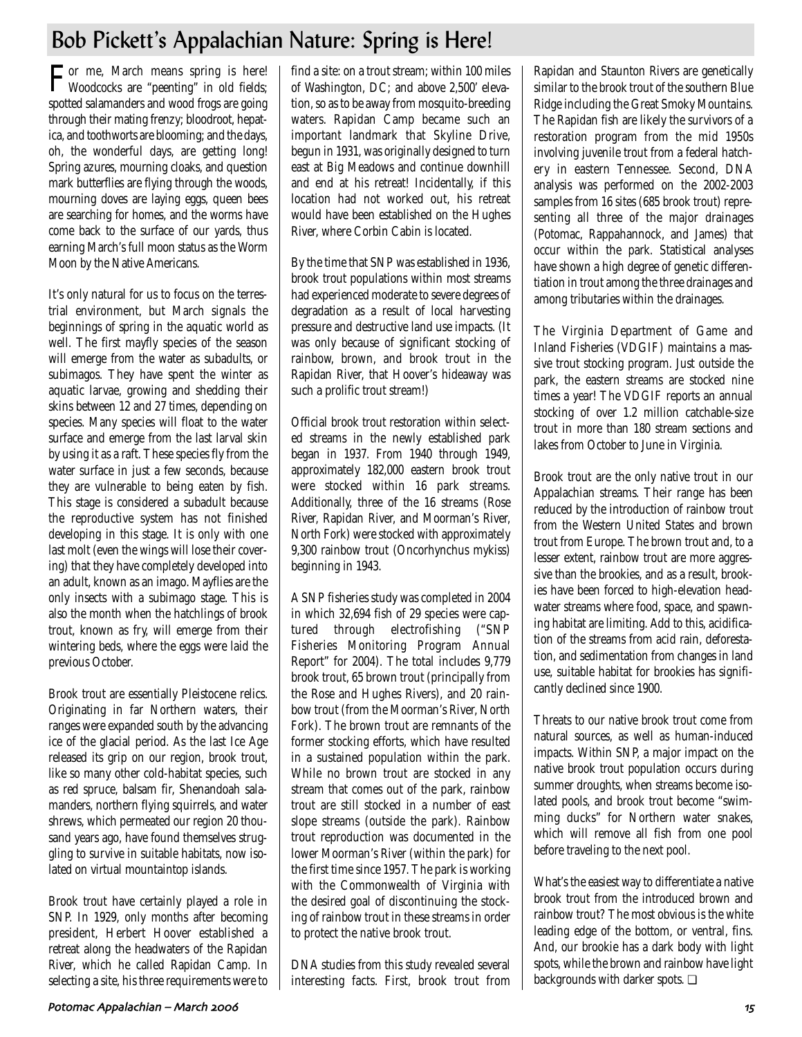# Bob Pickett's Appalachian Nature: Spring is Here!

For me, March means spring is here! Woodcocks are "peenting" in old fields; spotted salamanders and wood frogs are going through their mating frenzy; bloodroot, hepatica, and toothworts are blooming; and the days, oh, the wonderful days, are getting long! Spring azures, mourning cloaks, and question mark butterflies are flying through the woods, mourning doves are laying eggs, queen bees are searching for homes, and the worms have come back to the surface of our yards, thus earning March's full moon status as the Worm Moon by the Native Americans.

It's only natural for us to focus on the terrestrial environment, but March signals the beginnings of spring in the aquatic world as well. The first mayfly species of the season will emerge from the water as subadults, or subimagos. They have spent the winter as aquatic larvae, growing and shedding their skins between 12 and 27 times, depending on species. Many species will float to the water surface and emerge from the last larval skin by using it as a raft. These species fly from the water surface in just a few seconds, because they are vulnerable to being eaten by fish. This stage is considered a subadult because the reproductive system has not finished developing in this stage. It is only with one last molt (even the wings will lose their covering) that they have completely developed into an adult, known as an imago. Mayflies are the only insects with a subimago stage. This is also the month when the hatchlings of brook trout, known as fry, will emerge from their wintering beds, where the eggs were laid the previous October.

Brook trout are essentially Pleistocene relics. Originating in far Northern waters, their ranges were expanded south by the advancing ice of the glacial period. As the last Ice Age released its grip on our region, brook trout, like so many other cold-habitat species, such as red spruce, balsam fir, Shenandoah salamanders, northern flying squirrels, and water shrews, which permeated our region 20 thousand years ago, have found themselves struggling to survive in suitable habitats, now isolated on virtual mountaintop islands.

Brook trout have certainly played a role in SNP. In 1929, only months after becoming president, Herbert Hoover established a retreat along the headwaters of the Rapidan River, which he called Rapidan Camp. In selecting a site, his three requirements were to find a site: on a trout stream; within 100 miles of Washington, DC; and above 2,500' elevation, so as to be away from mosquito-breeding waters. Rapidan Camp became such an important landmark that Skyline Drive, begun in 1931, was originally designed to turn east at Big Meadows and continue downhill and end at his retreat! Incidentally, if this location had not worked out, his retreat would have been established on the Hughes River, where Corbin Cabin is located.

By the time that SNP was established in 1936, brook trout populations within most streams had experienced moderate to severe degrees of degradation as a result of local harvesting pressure and destructive land use impacts. (It was only because of significant stocking of rainbow, brown, and brook trout in the Rapidan River, that Hoover's hideaway was such a prolific trout stream!)

Official brook trout restoration within selected streams in the newly established park began in 1937. From 1940 through 1949, approximately 182,000 eastern brook trout were stocked within 16 park streams. Additionally, three of the 16 streams (Rose River, Rapidan River, and Moorman's River, North Fork) were stocked with approximately 9,300 rainbow trout (*Oncorhynchus mykiss*) beginning in 1943.

A SNP fisheries study was completed in 2004 in which 32,694 fish of 29 species were captured through electrofishing ("SNP Fisheries Monitoring Program Annual Report" for 2004). The total includes 9,779 brook trout, 65 brown trout (principally from the Rose and Hughes Rivers), and 20 rainbow trout (from the Moorman's River, North Fork). The brown trout are remnants of the former stocking efforts, which have resulted in a sustained population within the park. While no brown trout are stocked in any stream that comes out of the park, rainbow trout are still stocked in a number of east slope streams (outside the park). Rainbow trout reproduction was documented in the lower Moorman's River (within the park) for the first time since 1957. The park is working with the Commonwealth of Virginia with the desired goal of discontinuing the stocking of rainbow trout in these streams in order to protect the native brook trout.

DNA studies from this study revealed several interesting facts. First, brook trout from Rapidan and Staunton Rivers are genetically similar to the brook trout of the southern Blue Ridge including the Great Smoky Mountains. The Rapidan fish are likely the survivors of a restoration program from the mid 1950s involving juvenile trout from a federal hatchery in eastern Tennessee. Second, DNA analysis was performed on the 2002-2003 samples from 16 sites (685 brook trout) representing all three of the major drainages (Potomac, Rappahannock, and James) that occur within the park. Statistical analyses have shown a high degree of genetic differentiation in trout among the three drainages and among tributaries within the drainages.

The Virginia Department of Game and Inland Fisheries (VDGIF) maintains a massive trout stocking program. Just outside the park, the eastern streams are stocked nine times a year! The VDGIF reports an annual stocking of over 1.2 million catchable-size trout in more than 180 stream sections and lakes from October to June in Virginia.

Brook trout are the only native trout in our Appalachian streams. Their range has been reduced by the introduction of rainbow trout from the Western United States and brown trout from Europe. The brown trout and, to a lesser extent, rainbow trout are more aggressive than the brookies, and as a result, brookies have been forced to high-elevation headwater streams where food, space, and spawning habitat are limiting. Add to this, acidification of the streams from acid rain, deforestation, and sedimentation from changes in land use, suitable habitat for brookies has significantly declined since 1900.

Threats to our native brook trout come from natural sources, as well as human-induced impacts. Within SNP, a major impact on the native brook trout population occurs during summer droughts, when streams become isolated pools, and brook trout become "swimming ducks" for Northern water snakes, which will remove all fish from one pool before traveling to the next pool.

What's the easiest way to differentiate a native brook trout from the introduced brown and rainbow trout? The most obvious is the white leading edge of the bottom, or ventral, fins. And, our brookie has a dark body with light spots, while the brown and rainbow have light backgrounds with darker spots. ❑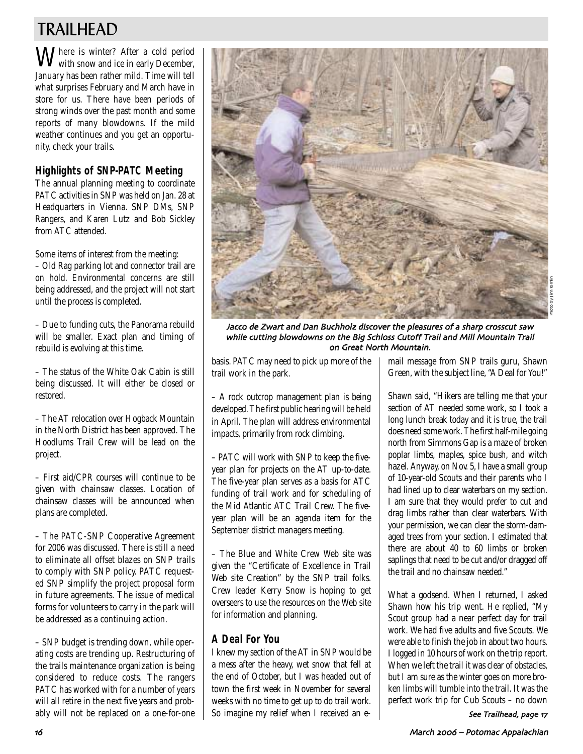# TRAILHEAD

Where is winter? After a cold period with snow and ice in early December, January has been rather mild. Time will tell what surprises February and March have in store for us. There have been periods of strong winds over the past month and some reports of many blowdowns. If the mild weather continues and you get an opportunity, check your trails.

## Highlights of SNP-PATC Meeting

The annual planning meeting to coordinate PATC activities in SNP was held on Jan. 28 at Headquarters in Vienna. SNP DMs, SNP Rangers, and Karen Lutz and Bob Sickley from ATC attended.

Some items of interest from the meeting:

– Old Rag parking lot and connector trail are on hold. Environmental concerns are still being addressed, and the project will not start until the process is completed.

– Due to funding cuts, the Panorama rebuild will be smaller. Exact plan and timing of rebuild is evolving at this time.

– The status of the White Oak Cabin is still being discussed. It will either be closed or restored.

– The AT relocation over Hogback Mountain in the North District has been approved. The Hoodlums Trail Crew will be lead on the project.

– First aid/CPR courses will continue to be given with chainsaw classes. Location of chainsaw classes will be announced when plans are completed.

– The PATC-SNP Cooperative Agreement for 2006 was discussed. There is still a need to eliminate all offset blazes on SNP trails to comply with SNP policy. PATC requested SNP simplify the project proposal form in future agreements. The issue of medical forms for volunteers to carry in the park will be addressed as a continuing action.

– SNP budget is trending down, while operating costs are trending up. Restructuring of the trails maintenance organization is being considered to reduce costs. The rangers PATC has worked with for a number of years will all retire in the next five years and probably will not be replaced on a one-for-one basis. PATC may need to pick up more of the trail work in the park.

– A rock outcrop management plan is being developed. The first public hearing will be held in April. The plan will address environmental impacts, primarily from rock climbing.

– PATC will work with SNP to keep the five-year plan for projects on the AT up-to-date. The five-year plan serves as a basis for ATC funding of trail work and for scheduling of the Mid Atlantic ATC Trail Crew. The five-year plan will be an agenda item for the September district managers meeting.

– The Blue and White Crew Web site was given the "Certificate of Excellence in Trail Web site Creation" by the SNP trail folks. Crew leader Kerry Snow is hoping to get overseers to use the resources on the Web site for information and planning.

*Jacco de Zwart and Dan Buchholz discover the pleasures of a sharp crosscut saw while cutting blowdowns on the Big Schloss Cutoff Trail and Mill Mountain Trail on Great North Mountain.*

Photo by Jim Tomlin

## A Deal For You

I knew my section of the AT in SNP would be a mess after the heavy, wet snow that fell at the end of October, but I was headed out of town the first week in November for several weeks with no time to get up to do trail work. So imagine my relief when I received an e-mail message from SNP trails guru, Shawn Green, with the subject line, "A Deal for You!"

Shawn said, "Hikers are telling me that your section of AT needed some work, so I took a long lunch break today and it is true, the trail does need some work. The first half-mile going north from Simmons Gap is a maze of broken poplar limbs, maples, spice bush, and witch hazel. Anyway, on Nov. 5, I have a small group of 10-year-old Scouts and their parents who I had lined up to clear waterbars on my section. I am sure that they would prefer to cut and drag limbs rather than clear waterbars. With your permission, we can clear the storm-damaged trees from your section. I estimated that there are about 40 to 60 limbs or broken saplings that need to be cut and/or dragged off the trail and no chainsaw needed."

What a godsend. When I returned, I asked Shawn how his trip went. He replied, "My Scout group had a near perfect day for trail work. We had five adults and five Scouts. We were able to finish the job in about two hours. I logged in 10 hours of work on the trip report. When we left the trail it was clear of obstacles, but I am sure as the winter goes on more broken limbs will tumble into the trail. It was the perfect work trip for Cub Scouts – no down

*See Trailhead, page 17*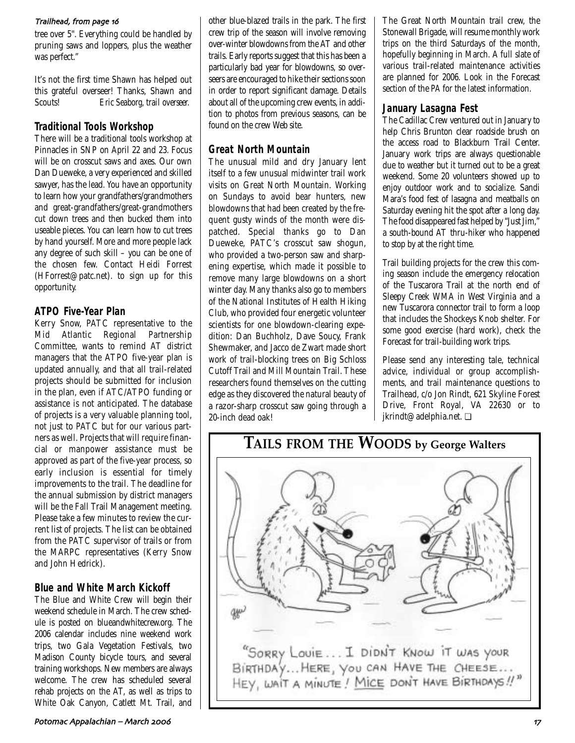*Trailhead, from page 16*

tree over 5". Everything could be handled by pruning saws and loppers, plus the weather was perfect."

It's not the first time Shawn has helped out this grateful overseer! Thanks, Shawn and Scouts! *Eric Seaborg, trail overseer.*

### Traditional Tools Workshop

There will be a traditional tools workshop at Pinnacles in SNP on April 22 and 23. Focus will be on crosscut saws and axes. Our own Dan Dueweke, a very experienced and skilled sawyer, has the lead. You have an opportunity to learn how your grandfathers/grandmothers and great-grandfathers/great-grandmothers cut down trees and then bucked them into useable pieces. You can learn how to cut trees by hand yourself. More and more people lack any degree of such skill – you can be one of the chosen few. Contact Heidi Forrest (HForrest@patc.net). to sign up for this opportunity.

### ATPO Five-Year Plan

Kerry Snow, PATC representative to the Mid Atlantic Regional Partnership Committee, wants to remind AT district managers that the ATPO five-year plan is updated annually, and that all trail-related projects should be submitted for inclusion in the plan, even if ATC/ATPO funding or assistance is not anticipated. The database of projects is a very valuable planning tool, not just to PATC but for our various partners as well. Projects that will require financial or manpower assistance must be approved as part of the five-year process, so early inclusion is essential for timely improvements to the trail. The deadline for the annual submission by district managers will be the Fall Trail Management meeting. Please take a few minutes to review the current list of projects. The list can be obtained from the PATC supervisor of trails or from the MARPC representatives (Kerry Snow and John Hedrick).

### Blue and White March Kickoff

The Blue and White Crew will begin their weekend schedule in March. The crew schedule is posted on blueandwhitecrew.org. The 2006 calendar includes nine weekend work trips, two Gala Vegetation Festivals, two Madison County bicycle tours, and several training workshops. New members are always welcome. The crew has scheduled several rehab projects on the AT, as well as trips to White Oak Canyon, Catlett Mt. Trail, and other blue-blazed trails in the park. The first crew trip of the season will involve removing over-winter blowdowns from the AT and other trails. Early reports suggest that this has been a particularly bad year for blowdowns, so overseers are encouraged to hike their sections soon in order to report significant damage. Details about all of the upcoming crew events, in addition to photos from previous seasons, can be found on the crew Web site.

### Great North Mountain

The unusual mild and dry January lent itself to a few unusual midwinter trail work visits on Great North Mountain. Working on Sundays to avoid bear hunters, new blowdowns that had been created by the frequent gusty winds of the month were dispatched. Special thanks go to Dan Dueweke, PATC's crosscut saw shogun, who provided a two-person saw and sharpening expertise, which made it possible to remove many large blowdowns on a short winter day. Many thanks also go to members of the National Institutes of Health Hiking Club, who provided four energetic volunteer scientists for one blowdown-clearing expedition: Dan Buchholz, Dave Soucy, Frank Shewmaker, and Jacco de Zwart made short work of trail-blocking trees on Big Schloss Cutoff Trail and Mill Mountain Trail. These researchers found themselves on the cutting edge as they discovered the natural beauty of a razor-sharp crosscut saw going through a 20-inch dead oak!

The Great North Mountain trail crew, the Stonewall Brigade, will resume monthly work trips on the third Saturdays of the month, hopefully beginning in March. A full slate of various trail-related maintenance activities are planned for 2006. Look in the Forecast section of the *PA* for the latest information.

### January Lasagna Fest

The Cadillac Crew ventured out in January to help Chris Brunton clear roadside brush on the access road to Blackburn Trail Center. January work trips are always questionable due to weather but it turned out to be a great weekend. Some 20 volunteers showed up to enjoy outdoor work and to socialize. Sandi Mara's food fest of lasagna and meatballs on Saturday evening hit the spot after a long day. The food disappeared fast helped by "Just Jim," a south-bound AT thru-hiker who happened to stop by at the right time.

Trail building projects for the crew this coming season include the emergency relocation of the Tuscarora Trail at the north end of Sleepy Creek WMA in West Virginia and a new Tuscarora connector trail to form a loop that includes the Shockeys Knob shelter. For some good exercise (hard work), check the Forecast for trail-building work trips.

Please send any interesting tale, technical advice, individual or group accomplishments, and trail maintenance questions to Trailhead, c/o Jon Rindt, 621 Skyline Forest Drive, Front Royal, VA 22630 or to jkrindt@adelphia.net. ❑

## TAILS FROM THE WOODS by George Walters

"SORRY LOUIE… I DIDN'T KNOW IT WAS YOUR BIRTHDAY… HERE, YOU CAN HAVE THE CHEESE… HEY, WAIT A MINUTE! MICE DON'T HAVE BIRTHDAYS!!"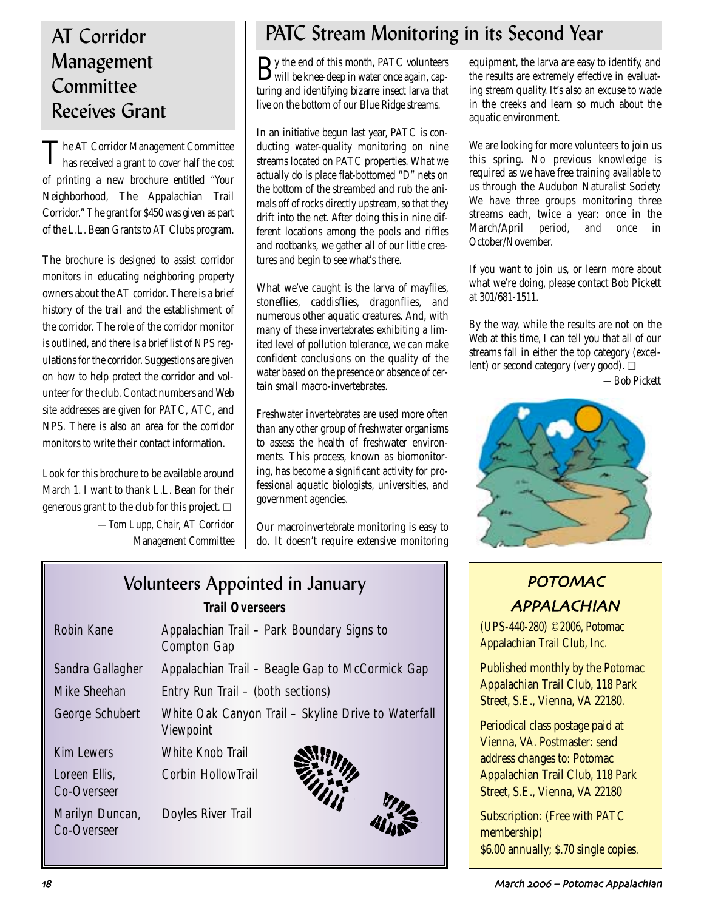## AT Corridor Management Committee Receives Grant

The AT Corridor Management Committee has received a grant to cover half the cost of printing a new brochure entitled "Your Neighborhood, The Appalachian Trail Corridor." The grant for $450 was given as part of the L.L. Bean Grants to AT Clubs program.

The brochure is designed to assist corridor monitors in educating neighboring property owners about the AT corridor. There is a brief history of the trail and the establishment of the corridor. The role of the corridor monitor is outlined, and there is a brief list of NPS regulations for the corridor. Suggestions are given on how to help protect the corridor and volunteer for the club. Contact numbers and Web site addresses are given for PATC, ATC, and NPS. There is also an area for the corridor monitors to write their contact information.

Look for this brochure to be available around March 1. I want to thank L.L. Bean for their generous grant to the club for this project. ❑

*—Tom Lupp, Chair, AT Corridor Management Committee*

## PATC Stream Monitoring in its Second Year

By the end of this month, PATC volunteers will be knee-deep in water once again, capturing and identifying bizarre insect larva that live on the bottom of our Blue Ridge streams.

In an initiative begun last year, PATC is conducting water-quality monitoring on nine streams located on PATC properties. What we actually do is place flat-bottomed "D" nets on the bottom of the streambed and rub the animals off of rocks directly upstream, so that they drift into the net. After doing this in nine different locations among the pools and riffles and rootbanks, we gather all of our little creatures and begin to see what's there.

What we've caught is the larva of mayflies, stoneflies, caddisflies, dragonflies, and numerous other aquatic creatures. And, with many of these invertebrates exhibiting a limited level of pollution tolerance, we can make confident conclusions on the quality of the water based on the presence or absence of certain small macro-invertebrates.

Freshwater invertebrates are used more often than any other group of freshwater organisms to assess the health of freshwater environments. This process, known as biomonitoring, has become a significant activity for professional aquatic biologists, universities, and government agencies.

Our macroinvertebrate monitoring is easy to do. It doesn't require extensive monitoring equipment, the larva are easy to identify, and the results are extremely effective in evaluating stream quality. It's also an excuse to wade in the creeks and learn so much about the aquatic environment.

We are looking for more volunteers to join us this spring. No previous knowledge is required as we have free training available to us through the Audubon Naturalist Society. We have three groups monitoring three streams each, twice a year: once in the March/April period, and once in October/November.

If you want to join us, or learn more about what we're doing, please contact Bob Pickett at 301/681-1511.

By the way, while the results are not on the Web at this time, I can tell you that all of our streams fall in either the top category (excellent) or second category (very good). ❑

*—Bob Pickett*

## Volunteers Appointed in January

**Trail Overseers**

| | |
|---|---|
| Robin Kane | Appalachian Trail – Park Boundary Signs to Compton Gap |
| Sandra Gallagher | Appalachian Trail – Beagle Gap to McCormick Gap |
| Mike Sheehan | Entry Run Trail – (both sections) |
| George Schubert | White Oak Canyon Trail – Skyline Drive to Waterfall Viewpoint |
| Kim Lewers | White Knob Trail |
| Loreen Ellis, Co-Overseer | Corbin HollowTrail |
| Marilyn Duncan, Co-Overseer | Doyles River Trail |

## POTOMAC APPALACHIAN

(UPS-440-280) ©2006, Potomac Appalachian Trail Club, Inc.

Published monthly by the Potomac Appalachian Trail Club, 118 Park Street, S.E., Vienna, VA 22180.

Periodical class postage paid at Vienna, VA. Postmaster: send address changes to: Potomac Appalachian Trail Club, 118 Park Street, S.E., Vienna, VA 22180

Subscription: (Free with PATC membership) $6.00 annually; $.70 single copies.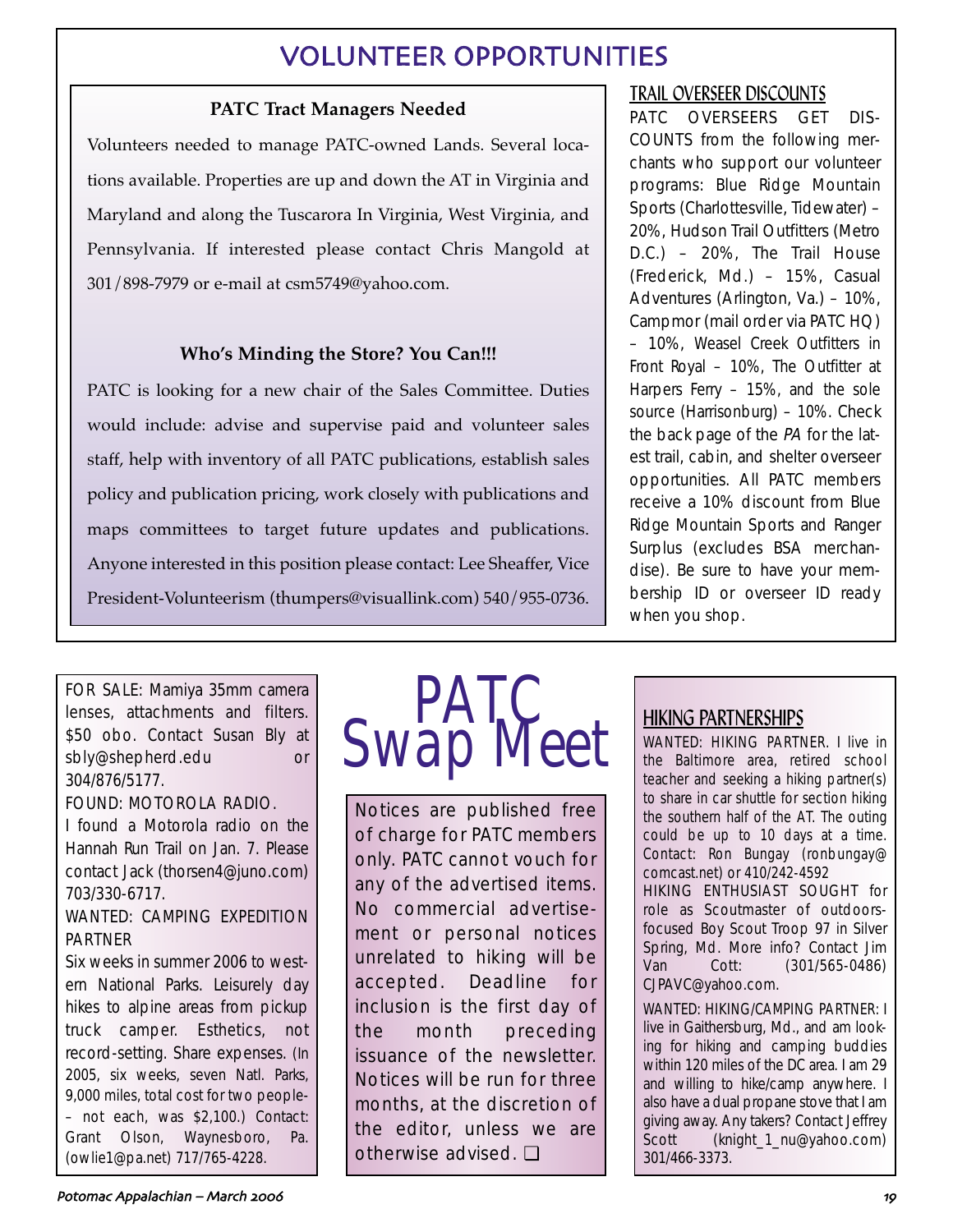# VOLUNTEER OPPORTUNITIES

### PATC Tract Managers Needed

Volunteers needed to manage PATC-owned Lands. Several locations available. Properties are up and down the AT in Virginia and Maryland and along the Tuscarora In Virginia, West Virginia, and Pennsylvania. If interested please contact Chris Mangold at 301/898-7979 or e-mail at csm5749@yahoo.com.

### Who's Minding the Store? You Can!!!

PATC is looking for a new chair of the Sales Committee. Duties would include: advise and supervise paid and volunteer sales staff, help with inventory of all PATC publications, establish sales policy and publication pricing, work closely with publications and maps committees to target future updates and publications. Anyone interested in this position please contact: Lee Sheaffer, Vice President-Volunteerism (thumpers@visuallink.com) 540/955-0736.

### TRAIL OVERSEER DISCOUNTS

PATC OVERSEERS GET DISCOUNTS from the following merchants who support our volunteer programs: Blue Ridge Mountain Sports (Charlottesville, Tidewater) – 20%, Hudson Trail Outfitters (Metro D.C.) – 20%, The Trail House (Frederick, Md.) – 15%, Casual Adventures (Arlington, Va.) – 10%, Campmor (mail order via PATC HQ) – 10%, Weasel Creek Outfitters in Front Royal – 10%, The Outfitter at Harpers Ferry – 15%, and the sole source (Harrisonburg) – 10%. Check the back page of the *PA* for the latest trail, cabin, and shelter overseer opportunities. All PATC members receive a 10% discount from Blue Ridge Mountain Sports and Ranger Surplus (excludes BSA merchandise). Be sure to have your membership ID or overseer ID ready when you shop.

# PATC Swap Meet

Notices are published free of charge for PATC members only. PATC cannot vouch for any of the advertised items. No commercial advertisement or personal notices unrelated to hiking will be accepted. Deadline for inclusion is the first day of the month preceding issuance of the newsletter. Notices will be run for three months, at the discretion of the editor, unless we are otherwise advised. ❑

FOR SALE: Mamiya 35mm camera lenses, attachments and filters. $50 obo. Contact Susan Bly at sbly@shepherd.edu or 304/876/5177.

FOUND: MOTOROLA RADIO.
I found a Motorola radio on the Hannah Run Trail on Jan. 7. Please contact Jack (thorsen4@juno.com) 703/330-6717.

WANTED: CAMPING EXPEDITION PARTNER
Six weeks in summer 2006 to western National Parks. Leisurely day hikes to alpine areas from pickup truck camper. Esthetics, not record-setting. Share expenses. (In 2005, six weeks, seven Natl. Parks, 9,000 miles, total cost for two people– – not each, was $2,100.) Contact: Grant Olson, Waynesboro, Pa. (owlie1@pa.net) 717/765-4228.

### HIKING PARTNERSHIPS

WANTED: HIKING PARTNER. I live in the Baltimore area, retired school teacher and seeking a hiking partner(s) to share in car shuttle for section hiking the southern half of the AT. The outing could be up to 10 days at a time. Contact: Ron Bungay (ronbungay@comcast.net) or 410/242-4592

HIKING ENTHUSIAST SOUGHT for role as Scoutmaster of outdoors-focused Boy Scout Troop 97 in Silver Spring, Md. More info? Contact Jim Van Cott: (301/565-0486) CJPAVC@yahoo.com.

WANTED: HIKING/CAMPING PARTNER: I live in Gaithersburg, Md., and am looking for hiking and camping buddies within 120 miles of the DC area. I am 29 and willing to hike/camp anywhere. I also have a dual propane stove that I am giving away. Any takers? Contact Jeffrey Scott (knight_1_nu@yahoo.com) 301/466-3373.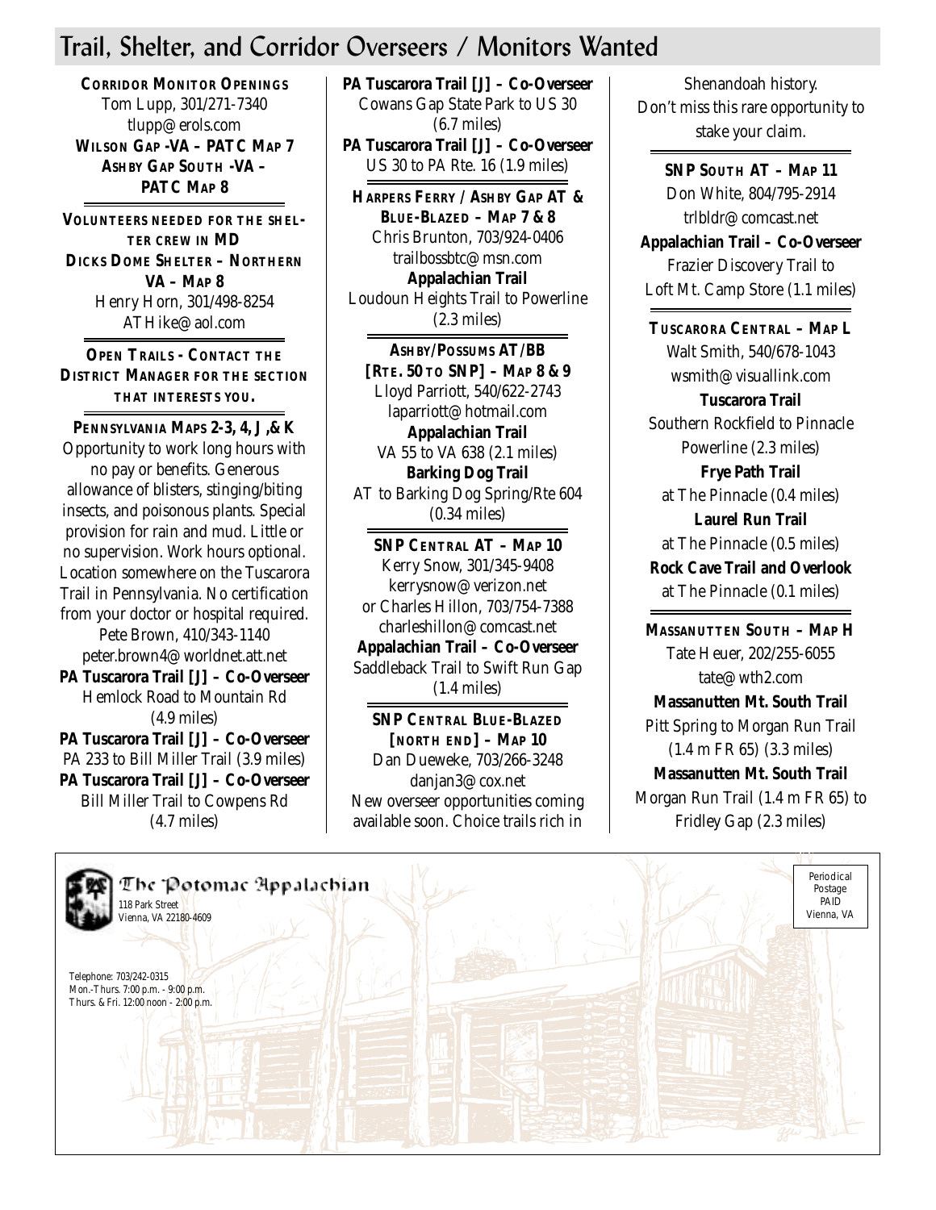# Trail, Shelter, and Corridor Overseers / Monitors Wanted

**CORRIDOR MONITOR OPENINGS**
Tom Lupp, 301/271-7340
tlupp@erols.com
**WILSON GAP -VA – PATC MAP 7**
**ASHBY GAP SOUTH -VA – PATC MAP 8**

**VOLUNTEERS NEEDED FOR THE SHELTER CREW IN MD**
**DICKS DOME SHELTER – NORTHERN VA – MAP 8**
Henry Horn, 301/498-8254
ATHike@aol.com

**OPEN TRAILS - CONTACT THE DISTRICT MANAGER FOR THE SECTION THAT INTERESTS YOU.**

**PENNSYLVANIA MAPS 2-3, 4, J, & K**
Opportunity to work long hours with no pay or benefits. Generous allowance of blisters, stinging/biting insects, and poisonous plants. Special provision for rain and mud. Little or no supervision. Work hours optional. Location somewhere on the Tuscarora Trail in Pennsylvania. No certification from your doctor or hospital required.
Pete Brown, 410/343-1140
peter.brown4@worldnet.att.net
**PA Tuscarora Trail [J] – Co-Overseer**
Hemlock Road to Mountain Rd (4.9 miles)
**PA Tuscarora Trail [J] – Co-Overseer**
PA 233 to Bill Miller Trail (3.9 miles)
**PA Tuscarora Trail [J] – Co-Overseer**
Bill Miller Trail to Cowpens Rd (4.7 miles)
**PA Tuscarora Trail [J] – Co-Overseer**
Cowans Gap State Park to US 30 (6.7 miles)
**PA Tuscarora Trail [J] – Co-Overseer**
US 30 to PA Rte. 16 (1.9 miles)

**HARPERS FERRY / ASHBY GAP AT & BLUE-BLAZED – MAP 7 & 8**
Chris Brunton, 703/924-0406
trailbossbtc@msn.com
**Appalachian Trail**
Loudoun Heights Trail to Powerline (2.3 miles)

**ASHBY/POSSUMS AT/BB [RTE. 50 TO SNP] – MAP 8 & 9**
Lloyd Parriott, 540/622-2743
laparriott@hotmail.com
**Appalachian Trail**
VA 55 to VA 638 (2.1 miles)
**Barking Dog Trail**
AT to Barking Dog Spring/Rte 604 (0.34 miles)

**SNP CENTRAL AT – MAP 10**
Kerry Snow, 301/345-9408
kerrysnow@verizon.net
or Charles Hillon, 703/754-7388
charleshillon@comcast.net
**Appalachian Trail – Co-Overseer**
Saddleback Trail to Swift Run Gap (1.4 miles)

**SNP CENTRAL BLUE-BLAZED [NORTH END] – MAP 10**
Dan Dueweke, 703/266-3248
danjan3@cox.net
New overseer opportunities coming available soon. Choice trails rich in Shenandoah history. Don't miss this rare opportunity to stake your claim.

**SNP SOUTH AT – MAP 11**
Don White, 804/795-2914
trlbldr@comcast.net
**Appalachian Trail – Co-Overseer**
Frazier Discovery Trail to Loft Mt. Camp Store (1.1 miles)

**TUSCARORA CENTRAL – MAP L**
Walt Smith, 540/678-1043
wsmith@visuallink.com
**Tuscarora Trail**
Southern Rockfield to Pinnacle Powerline (2.3 miles)
**Frye Path Trail**
at The Pinnacle (0.4 miles)
**Laurel Run Trail**
at The Pinnacle (0.5 miles)
**Rock Cave Trail and Overlook**
at The Pinnacle (0.1 miles)

**MASSANUTTEN SOUTH – MAP H**
Tate Heuer, 202/255-6055
tate@wth2.com
**Massanutten Mt. South Trail**
Pitt Spring to Morgan Run Trail (1.4 m FR 65) (3.3 miles)
**Massanutten Mt. South Trail**
Morgan Run Trail (1.4 m FR 65) to Fridley Gap (2.3 miles)

The Potomac Appalachian
118 Park Street
Vienna, VA 22180-4609

Telephone: 703/242-0315
Mon.-Thurs. 7:00 p.m. - 9:00 p.m.
Thurs. & Fri. 12:00 noon - 2:00 p.m.

Periodical Postage PAID Vienna, VA